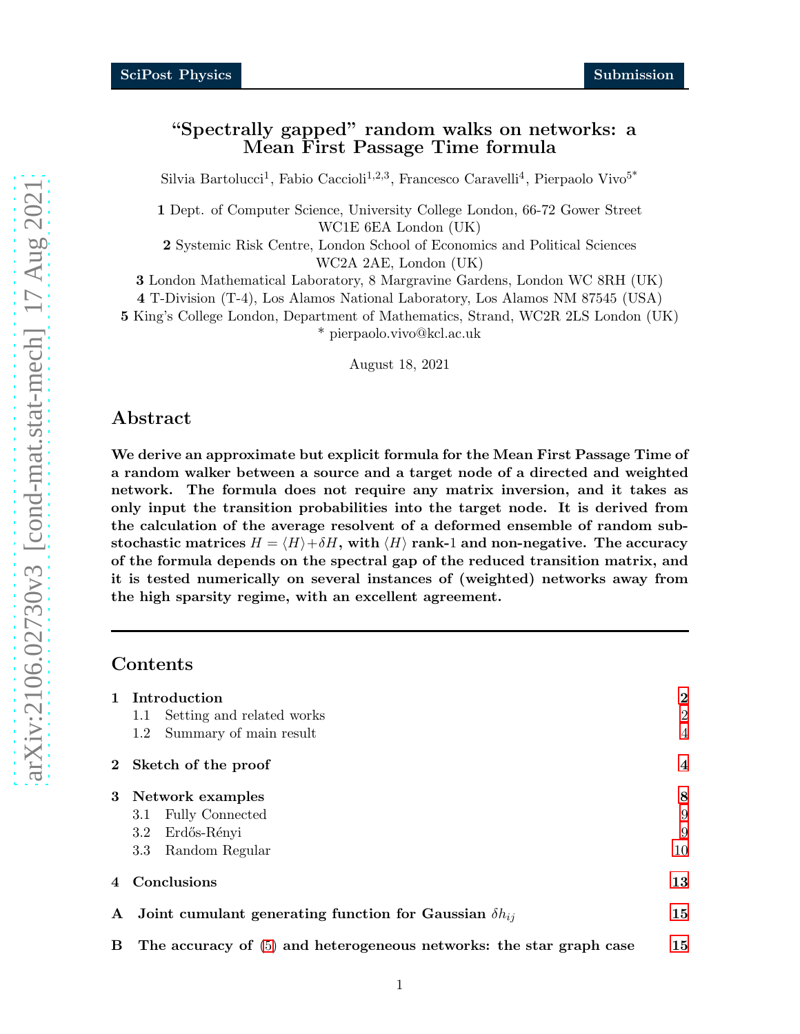# "Spectrally gapped" random walks on networks: a Mean First Passage Time formula

Silvia Bartolucci[1], Fabio Caccioli[1,2,3], Francesco Caravelli[4], Pierpaolo Vivo[5*]

**1** Dept. of Computer Science, University College London, 66-72 Gower Street WC1E 6EA London (UK)

**2** Systemic Risk Centre, London School of Economics and Political Sciences WC2A 2AE, London (UK)

**3** London Mathematical Laboratory, 8 Margravine Gardens, London WC 8RH (UK)

**4** T-Division (T-4), Los Alamos National Laboratory, Los Alamos NM 87545 (USA)

**5** King's College London, Department of Mathematics, Strand, WC2R 2LS London (UK)

* pierpaolo.vivo@kcl.ac.uk

August 18, 2021

## Abstract

**We derive an approximate but explicit formula for the Mean First Passage Time of a random walker between a source and a target node of a directed and weighted network. The formula does not require any matrix inversion, and it takes as only input the transition probabilities into the target node. It is derived from the calculation of the average resolvent of a deformed ensemble of random sub-stochastic matrices $H = \langle H\rangle + \delta H$, with $\langle H\rangle$ rank-1 and non-negative. The accuracy of the formula depends on the spectral gap of the reduced transition matrix, and it is tested numerically on several instances of (weighted) networks away from the high sparsity regime, with an excellent agreement.**

---

## Contents

- **1 Introduction** — 2
  - 1.1 Setting and related works — 2
  - 1.2 Summary of main result — 4
- **2 Sketch of the proof** — 4
- **3 Network examples** — 8
  - 3.1 Fully Connected — 9
  - 3.2 Erdős-Rényi — 9
  - 3.3 Random Regular — 10
- **4 Conclusions** — 13
- **A Joint cumulant generating function for Gaussian $\delta h_{ij}$** — 15
- **B The accuracy of (5) and heterogeneous networks: the star graph case** — 15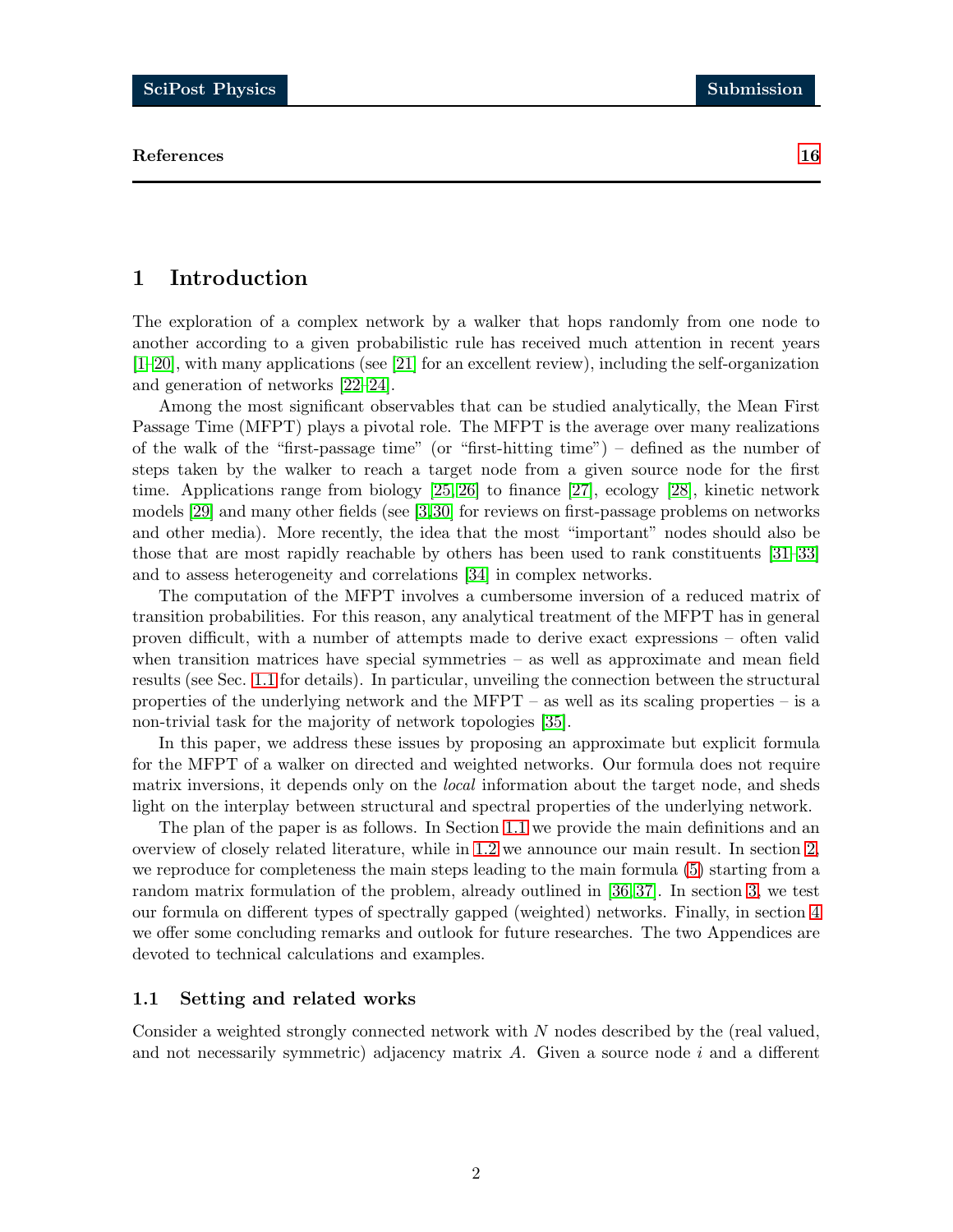References 16

# 1 Introduction

The exploration of a complex network by a walker that hops randomly from one node to another according to a given probabilistic rule has received much attention in recent years [1–20], with many applications (see [21] for an excellent review), including the self-organization and generation of networks [22–24].

Among the most significant observables that can be studied analytically, the Mean First Passage Time (MFPT) plays a pivotal role. The MFPT is the average over many realizations of the walk of the "first-passage time" (or "first-hitting time") – defined as the number of steps taken by the walker to reach a target node from a given source node for the first time. Applications range from biology [25,26] to finance [27], ecology [28], kinetic network models [29] and many other fields (see [3,30] for reviews on first-passage problems on networks and other media). More recently, the idea that the most "important" nodes should also be those that are most rapidly reachable by others has been used to rank constituents [31–33] and to assess heterogeneity and correlations [34] in complex networks.

The computation of the MFPT involves a cumbersome inversion of a reduced matrix of transition probabilities. For this reason, any analytical treatment of the MFPT has in general proven difficult, with a number of attempts made to derive exact expressions – often valid when transition matrices have special symmetries – as well as approximate and mean field results (see Sec. 1.1 for details). In particular, unveiling the connection between the structural properties of the underlying network and the MFPT – as well as its scaling properties – is a non-trivial task for the majority of network topologies [35].

In this paper, we address these issues by proposing an approximate but explicit formula for the MFPT of a walker on directed and weighted networks. Our formula does not require matrix inversions, it depends only on the *local* information about the target node, and sheds light on the interplay between structural and spectral properties of the underlying network.

The plan of the paper is as follows. In Section 1.1 we provide the main definitions and an overview of closely related literature, while in 1.2 we announce our main result. In section 2, we reproduce for completeness the main steps leading to the main formula (5) starting from a random matrix formulation of the problem, already outlined in [36,37]. In section 3, we test our formula on different types of spectrally gapped (weighted) networks. Finally, in section 4 we offer some concluding remarks and outlook for future researches. The two Appendices are devoted to technical calculations and examples.

## 1.1 Setting and related works

Consider a weighted strongly connected network with $N$ nodes described by the (real valued, and not necessarily symmetric) adjacency matrix $A$. Given a source node $i$ and a different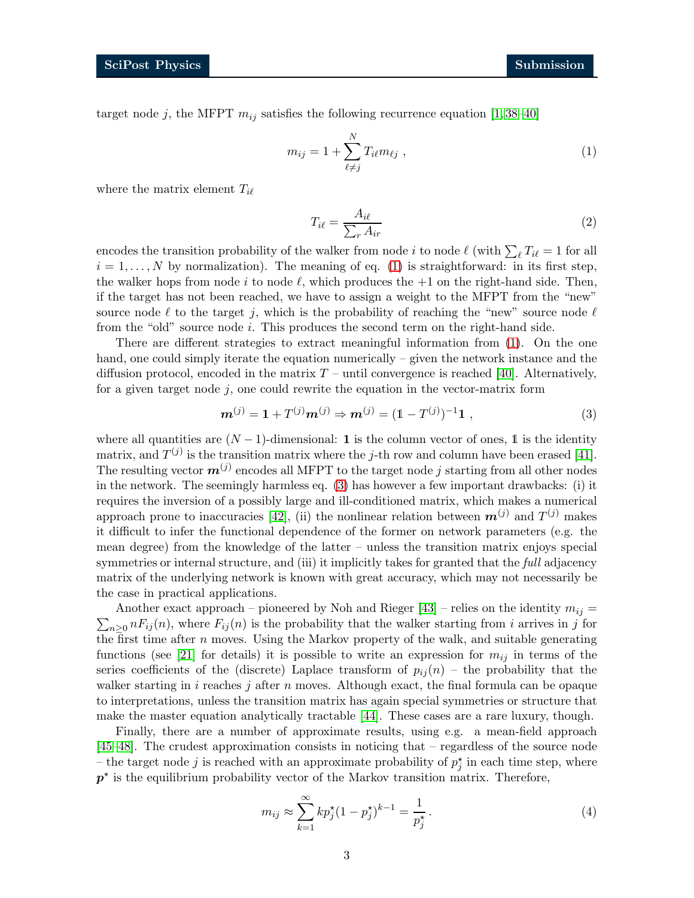target node $j$, the MFPT $m_{ij}$ satisfies the following recurrence equation [1,38–40]

$$m_{ij} = 1 + \sum_{\ell \neq j}^{N} T_{i\ell} m_{\ell j} \ , \tag{1}$$

where the matrix element $T_{i\ell}$

$$T_{i\ell} = \frac{A_{i\ell}}{\sum_r A_{ir}} \tag{2}$$

encodes the transition probability of the walker from node $i$ to node $\ell$ (with $\sum_\ell T_{i\ell} = 1$ for all $i = 1, \ldots, N$ by normalization). The meaning of eq. (1) is straightforward: in its first step, the walker hops from node $i$ to node $\ell$, which produces the +1 on the right-hand side. Then, if the target has not been reached, we have to assign a weight to the MFPT from the "new" source node $\ell$ to the target $j$, which is the probability of reaching the "new" source node $\ell$ from the "old" source node $i$. This produces the second term on the right-hand side.

There are different strategies to extract meaningful information from (1). On the one hand, one could simply iterate the equation numerically – given the network instance and the diffusion protocol, encoded in the matrix $T$ – until convergence is reached [40]. Alternatively, for a given target node $j$, one could rewrite the equation in the vector-matrix form

$$\boldsymbol{m}^{(j)} = \mathbf{1} + T^{(j)} \boldsymbol{m}^{(j)} \Rightarrow \boldsymbol{m}^{(j)} = (\mathbb{1} - T^{(j)})^{-1} \mathbf{1} \ , \tag{3}$$

where all quantities are $(N-1)$-dimensional: $\mathbf{1}$ is the column vector of ones, $\mathbb{1}$ is the identity matrix, and $T^{(j)}$ is the transition matrix where the $j$-th row and column have been erased [41]. The resulting vector $\boldsymbol{m}^{(j)}$ encodes all MFPT to the target node $j$ starting from all other nodes in the network. The seemingly harmless eq. (3) has however a few important drawbacks: (i) it requires the inversion of a possibly large and ill-conditioned matrix, which makes a numerical approach prone to inaccuracies [42], (ii) the nonlinear relation between $\boldsymbol{m}^{(j)}$ and $T^{(j)}$ makes it difficult to infer the functional dependence of the former on network parameters (e.g. the mean degree) from the knowledge of the latter – unless the transition matrix enjoys special symmetries or internal structure, and (iii) it implicitly takes for granted that the *full* adjacency matrix of the underlying network is known with great accuracy, which may not necessarily be the case in practical applications.

Another exact approach – pioneered by Noh and Rieger [43] – relies on the identity $m_{ij} = \sum_{n \geq 0} n F_{ij}(n)$, where $F_{ij}(n)$ is the probability that the walker starting from $i$ arrives in $j$ for the first time after $n$ moves. Using the Markov property of the walk, and suitable generating functions (see [21] for details) it is possible to write an expression for $m_{ij}$ in terms of the series coefficients of the (discrete) Laplace transform of $p_{ij}(n)$ – the probability that the walker starting in $i$ reaches $j$ after $n$ moves. Although exact, the final formula can be opaque to interpretations, unless the transition matrix has again special symmetries or structure that make the master equation analytically tractable [44]. These cases are a rare luxury, though.

Finally, there are a number of approximate results, using e.g. a mean-field approach [45–48]. The crudest approximation consists in noticing that – regardless of the source node – the target node $j$ is reached with an approximate probability of $p_j^\star$ in each time step, where $\boldsymbol{p}^\star$ is the equilibrium probability vector of the Markov transition matrix. Therefore,

$$m_{ij} \approx \sum_{k=1}^{\infty} k p_j^\star (1 - p_j^\star)^{k-1} = \frac{1}{p_j^\star} \, . \tag{4}$$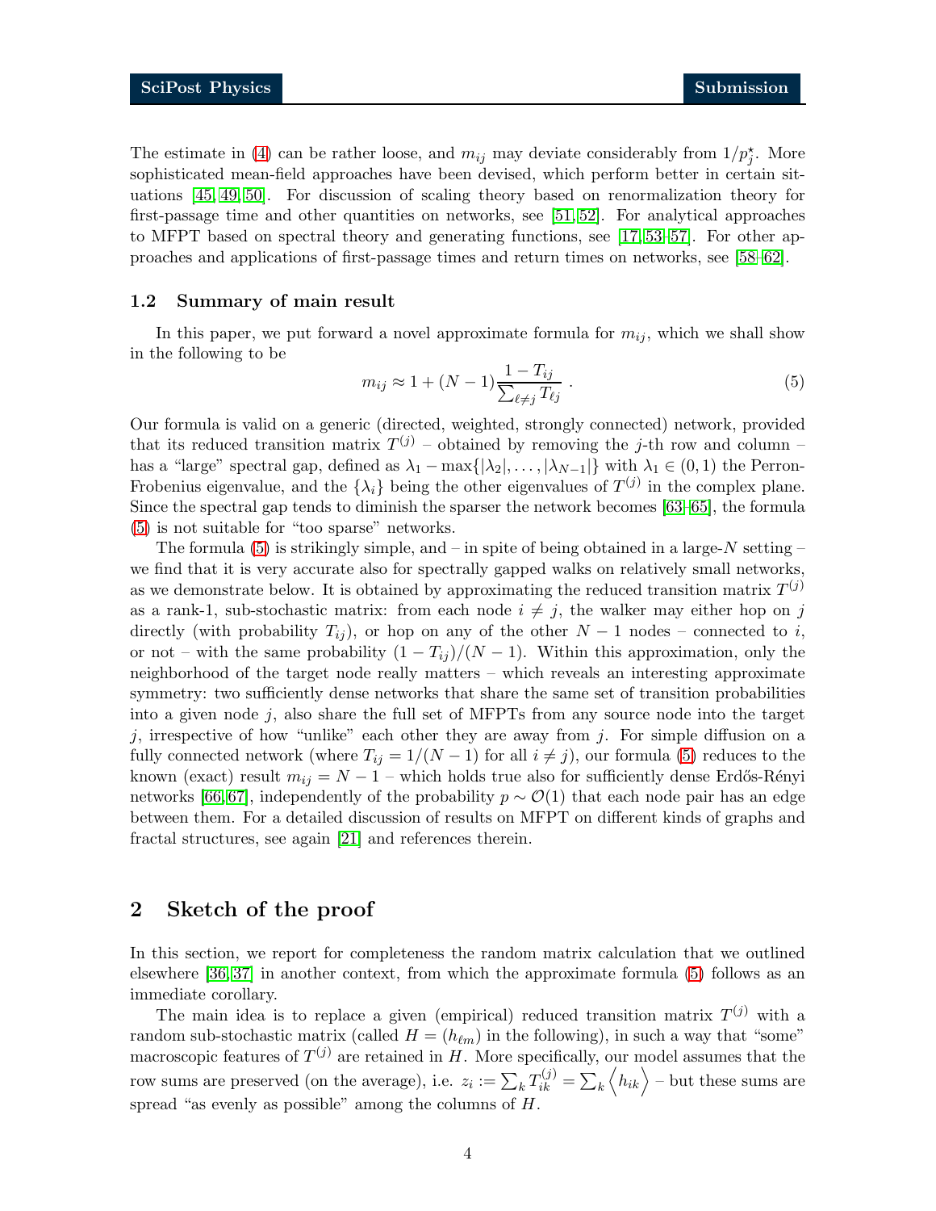The estimate in (4) can be rather loose, and $m_{ij}$ may deviate considerably from $1/p_j^\star$. More sophisticated mean-field approaches have been devised, which perform better in certain situations [45, 49, 50]. For discussion of scaling theory based on renormalization theory for first-passage time and other quantities on networks, see [51, 52]. For analytical approaches to MFPT based on spectral theory and generating functions, see [17, 53–57]. For other approaches and applications of first-passage times and return times on networks, see [58–62].

### 1.2 Summary of main result

In this paper, we put forward a novel approximate formula for $m_{ij}$, which we shall show in the following to be

$$m_{ij} \approx 1 + (N-1)\frac{1 - T_{ij}}{\sum_{\ell \neq j} T_{\ell j}} \ . \tag{5}$$

Our formula is valid on a generic (directed, weighted, strongly connected) network, provided that its reduced transition matrix $T^{(j)}$ – obtained by removing the $j$-th row and column – has a "large" spectral gap, defined as $\lambda_1 - \max\{|\lambda_2|, \ldots, |\lambda_{N-1}|\}$ with $\lambda_1 \in (0, 1)$ the Perron-Frobenius eigenvalue, and the $\{\lambda_i\}$ being the other eigenvalues of $T^{(j)}$ in the complex plane. Since the spectral gap tends to diminish the sparser the network becomes [63–65], the formula (5) is not suitable for "too sparse" networks.

The formula (5) is strikingly simple, and – in spite of being obtained in a large-$N$ setting – we find that it is very accurate also for spectrally gapped walks on relatively small networks, as we demonstrate below. It is obtained by approximating the reduced transition matrix $T^{(j)}$ as a rank-1, sub-stochastic matrix: from each node $i \neq j$, the walker may either hop on $j$ directly (with probability $T_{ij}$), or hop on any of the other $N-1$ nodes – connected to $i$, or not – with the same probability $(1 - T_{ij})/(N-1)$. Within this approximation, only the neighborhood of the target node really matters – which reveals an interesting approximate symmetry: two sufficiently dense networks that share the same set of transition probabilities into a given node $j$, also share the full set of MFPTs from any source node into the target $j$, irrespective of how "unlike" each other they are away from $j$. For simple diffusion on a fully connected network (where $T_{ij} = 1/(N-1)$ for all $i \neq j$), our formula (5) reduces to the known (exact) result $m_{ij} = N - 1$ – which holds true also for sufficiently dense Erdős-Rényi networks [66, 67], independently of the probability $p \sim \mathcal{O}(1)$ that each node pair has an edge between them. For a detailed discussion of results on MFPT on different kinds of graphs and fractal structures, see again [21] and references therein.

## 2 Sketch of the proof

In this section, we report for completeness the random matrix calculation that we outlined elsewhere [36, 37] in another context, from which the approximate formula (5) follows as an immediate corollary.

The main idea is to replace a given (empirical) reduced transition matrix $T^{(j)}$ with a random sub-stochastic matrix (called $H = (h_{\ell m})$ in the following), in such a way that "some" macroscopic features of $T^{(j)}$ are retained in $H$. More specifically, our model assumes that the row sums are preserved (on the average), i.e. $z_i := \sum_k T_{ik}^{(j)} = \sum_k \left\langle h_{ik} \right\rangle$ – but these sums are spread "as evenly as possible" among the columns of $H$.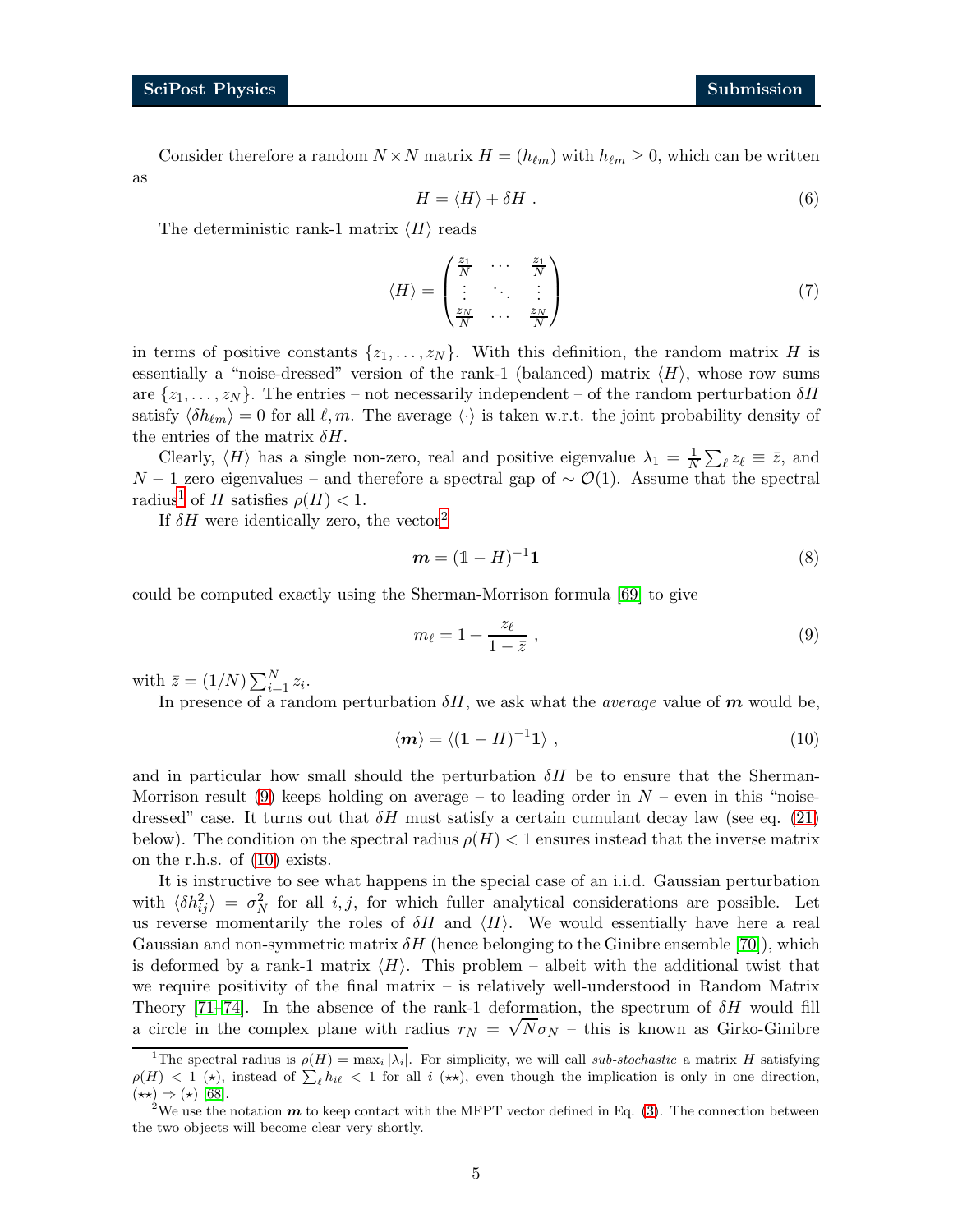Consider therefore a random $N \times N$ matrix $H = (h_{\ell m})$ with $h_{\ell m} \geq 0$, which can be written as

$$H = \langle H \rangle + \delta H \ . \tag{6}$$

The deterministic rank-1 matrix $\langle H \rangle$ reads

$$\langle H \rangle = \begin{pmatrix} \frac{z_1}{N} & \cdots & \frac{z_1}{N} \\ \vdots & \ddots & \vdots \\ \frac{z_N}{N} & \cdots & \frac{z_N}{N} \end{pmatrix} \tag{7}$$

in terms of positive constants $\{z_1, \ldots, z_N\}$. With this definition, the random matrix $H$ is essentially a "noise-dressed" version of the rank-1 (balanced) matrix $\langle H \rangle$, whose row sums are $\{z_1, \ldots, z_N\}$. The entries – not necessarily independent – of the random perturbation $\delta H$ satisfy $\langle \delta h_{\ell m} \rangle = 0$ for all $\ell, m$. The average $\langle \cdot \rangle$ is taken w.r.t. the joint probability density of the entries of the matrix $\delta H$.

Clearly, $\langle H \rangle$ has a single non-zero, real and positive eigenvalue $\lambda_1 = \frac{1}{N} \sum_\ell z_\ell \equiv \bar{z}$, and $N-1$ zero eigenvalues – and therefore a spectral gap of $\sim \mathcal{O}(1)$. Assume that the spectral radius[1] of $H$ satisfies $\rho(H) < 1$.

If $\delta H$ were identically zero, the vector[2]

$$\boldsymbol{m} = (\mathbb{1} - H)^{-1} \mathbf{1} \tag{8}$$

could be computed exactly using the Sherman-Morrison formula [69] to give

$$m_\ell = 1 + \frac{z_\ell}{1 - \bar{z}} \ , \tag{9}$$

with $\bar{z} = (1/N) \sum_{i=1}^N z_i$.

In presence of a random perturbation $\delta H$, we ask what the *average* value of $\boldsymbol{m}$ would be,

$$\langle \boldsymbol{m} \rangle = \langle (\mathbb{1} - H)^{-1} \mathbf{1} \rangle \ , \tag{10}$$

and in particular how small should the perturbation $\delta H$ be to ensure that the Sherman-Morrison result (9) keeps holding on average – to leading order in $N$ – even in this "noise-dressed" case. It turns out that $\delta H$ must satisfy a certain cumulant decay law (see eq. (21) below). The condition on the spectral radius $\rho(H) < 1$ ensures instead that the inverse matrix on the r.h.s. of (10) exists.

It is instructive to see what happens in the special case of an i.i.d. Gaussian perturbation with $\langle \delta h_{ij}^2 \rangle = \sigma_N^2$ for all $i, j$, for which fuller analytical considerations are possible. Let us reverse momentarily the roles of $\delta H$ and $\langle H \rangle$. We would essentially have here a real Gaussian and non-symmetric matrix $\delta H$ (hence belonging to the Ginibre ensemble [70]), which is deformed by a rank-1 matrix $\langle H \rangle$. This problem – albeit with the additional twist that we require positivity of the final matrix – is relatively well-understood in Random Matrix Theory [71–74]. In the absence of the rank-1 deformation, the spectrum of $\delta H$ would fill a circle in the complex plane with radius $r_N = \sqrt{N} \sigma_N$ – this is known as Girko-Ginibre

---

[1] The spectral radius is $\rho(H) = \max_i |\lambda_i|$. For simplicity, we will call *sub-stochastic* a matrix $H$ satisfying $\rho(H) < 1$ ($\star$), instead of $\sum_\ell h_{i\ell} < 1$ for all $i$ ($\star\star$), even though the implication is only in one direction, ($\star\star$) $\Rightarrow$ ($\star$) [68].

[2] We use the notation $\boldsymbol{m}$ to keep contact with the MFPT vector defined in Eq. (3). The connection between the two objects will become clear very shortly.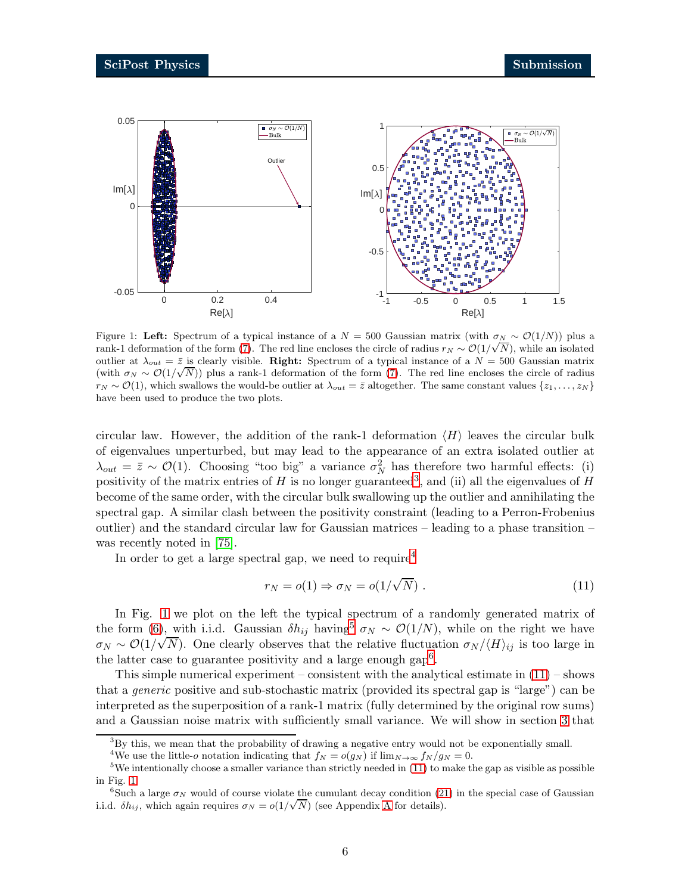0.05

Outlier

Im[λ]

0

-0.05

0

0.2

0.4

Re[λ]

$\sigma_N \sim \mathcal{O}(1/N)$

Bulk

1

0.5

Im[λ]

0

-0.5

-1

-1

-0.5

0

0.5

1

1.5

Re[λ]

$\sigma_N \sim \mathcal{O}(1/\sqrt{N})$

Bulk

Figure 1: **Left:** Spectrum of a typical instance of a $N = 500$ Gaussian matrix (with $\sigma_N \sim \mathcal{O}(1/N)$) plus a rank-1 deformation of the form (7). The red line encloses the circle of radius $r_N \sim \mathcal{O}(1/\sqrt{N})$, while an isolated outlier at $\lambda_{out} = \bar{z}$ is clearly visible. **Right:** Spectrum of a typical instance of a $N = 500$ Gaussian matrix (with $\sigma_N \sim \mathcal{O}(1/\sqrt{N})$) plus a rank-1 deformation of the form (7). The red line encloses the circle of radius $r_N \sim \mathcal{O}(1)$, which swallows the would-be outlier at $\lambda_{out} = \bar{z}$ altogether. The same constant values $\{z_1, \ldots, z_N\}$ have been used to produce the two plots.

circular law. However, the addition of the rank-1 deformation $\langle H \rangle$ leaves the circular bulk of eigenvalues unperturbed, but may lead to the appearance of an extra isolated outlier at $\lambda_{out} = \bar{z} \sim \mathcal{O}(1)$. Choosing "too big" a variance $\sigma_N^2$ has therefore two harmful effects: (i) positivity of the matrix entries of $H$ is no longer guaranteed[3], and (ii) all the eigenvalues of $H$ become of the same order, with the circular bulk swallowing up the outlier and annihilating the spectral gap. A similar clash between the positivity constraint (leading to a Perron-Frobenius outlier) and the standard circular law for Gaussian matrices – leading to a phase transition – was recently noted in [75].

In order to get a large spectral gap, we need to require[4]

$$r_N = o(1) \Rightarrow \sigma_N = o(1/\sqrt{N}) \; . \tag{11}$$

In Fig. 1 we plot on the left the typical spectrum of a randomly generated matrix of the form (6), with i.i.d. Gaussian $\delta h_{ij}$ having[5] $\sigma_N \sim \mathcal{O}(1/N)$, while on the right we have $\sigma_N \sim \mathcal{O}(1/\sqrt{N})$. One clearly observes that the relative fluctuation $\sigma_N/\langle H \rangle_{ij}$ is too large in the latter case to guarantee positivity and a large enough gap[6].

This simple numerical experiment – consistent with the analytical estimate in (11) – shows that a *generic* positive and sub-stochastic matrix (provided its spectral gap is "large") can be interpreted as the superposition of a rank-1 matrix (fully determined by the original row sums) and a Gaussian noise matrix with sufficiently small variance. We will show in section 3 that

[3] By this, we mean that the probability of drawing a negative entry would not be exponentially small.

[4] We use the little-$o$ notation indicating that $f_N = o(g_N)$ if $\lim_{N\to\infty} f_N/g_N = 0$.

[5] We intentionally choose a smaller variance than strictly needed in (11) to make the gap as visible as possible in Fig. 1.

[6] Such a large $\sigma_N$ would of course violate the cumulant decay condition (21) in the special case of Gaussian i.i.d. $\delta h_{ij}$, which again requires $\sigma_N = o(1/\sqrt{N})$ (see Appendix A for details).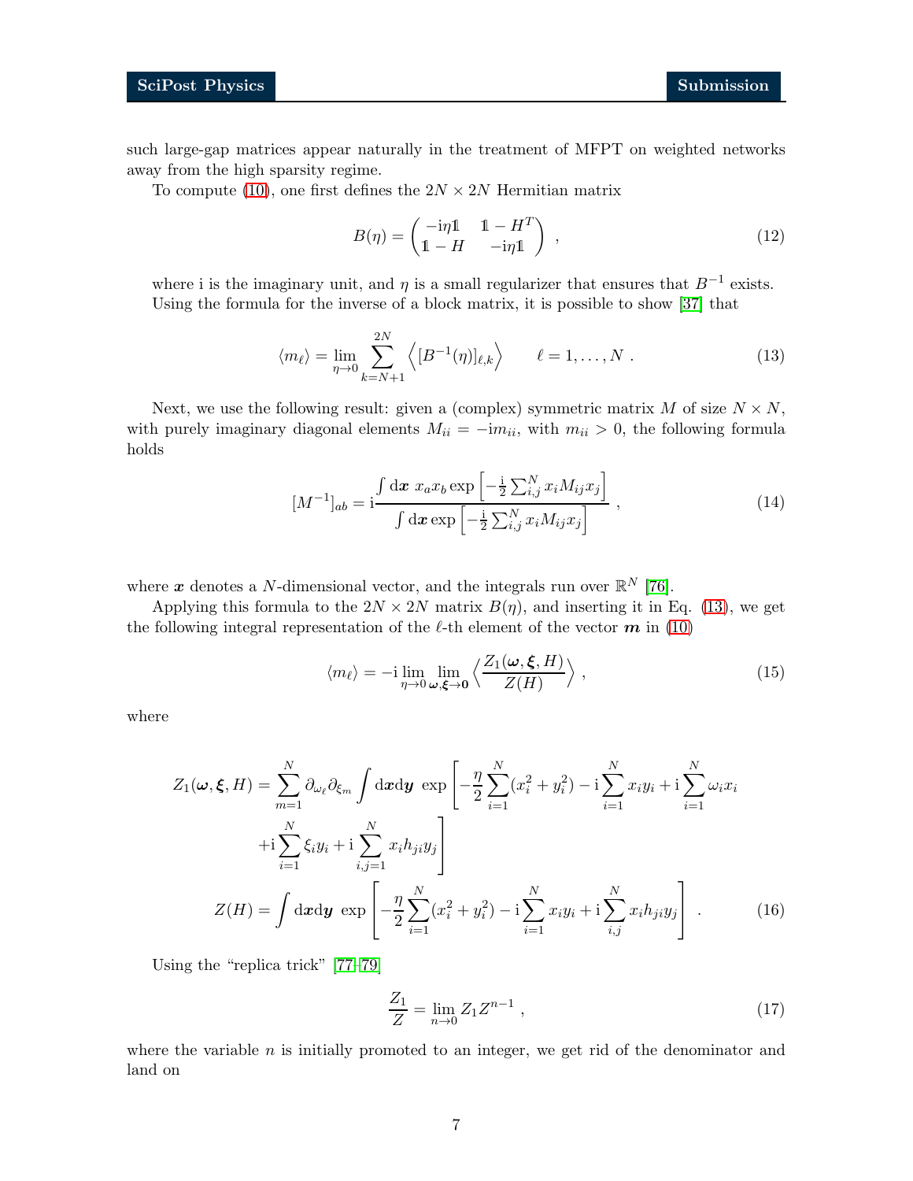such large-gap matrices appear naturally in the treatment of MFPT on weighted networks away from the high sparsity regime.

To compute (10), one first defines the $2N \times 2N$ Hermitian matrix

$$
B(\eta) = \begin{pmatrix} -\mathrm{i}\eta\mathbb{1} & \mathbb{1} - H^T \\ \mathbb{1} - H & -\mathrm{i}\eta\mathbb{1} \end{pmatrix} , \tag{12}
$$

where i is the imaginary unit, and $\eta$ is a small regularizer that ensures that $B^{-1}$ exists. Using the formula for the inverse of a block matrix, it is possible to show [37] that

$$
\langle m_\ell \rangle = \lim_{\eta \to 0} \sum_{k=N+1}^{2N} \left\langle [B^{-1}(\eta)]_{\ell,k} \right\rangle \qquad \ell = 1, \dots, N . \tag{13}
$$

Next, we use the following result: given a (complex) symmetric matrix $M$ of size $N \times N$, with purely imaginary diagonal elements $M_{ii} = -\mathrm{i}m_{ii}$, with $m_{ii} > 0$, the following formula holds

$$
[M^{-1}]_{ab} = \mathrm{i} \frac{\int \mathrm{d}\boldsymbol{x}\ x_a x_b \exp\left[-\frac{\mathrm{i}}{2}\sum_{i,j}^N x_i M_{ij} x_j\right]}{\int \mathrm{d}\boldsymbol{x} \exp\left[-\frac{\mathrm{i}}{2}\sum_{i,j}^N x_i M_{ij} x_j\right]} , \tag{14}
$$

where $\boldsymbol{x}$ denotes a $N$-dimensional vector, and the integrals run over $\mathbb{R}^N$ [76].

Applying this formula to the $2N \times 2N$ matrix $B(\eta)$, and inserting it in Eq. (13), we get the following integral representation of the $\ell$-th element of the vector $\boldsymbol{m}$ in (10)

$$
\langle m_\ell \rangle = -\mathrm{i} \lim_{\eta \to 0} \lim_{\boldsymbol{\omega}, \boldsymbol{\xi} \to \boldsymbol{0}} \left\langle \frac{Z_1(\boldsymbol{\omega}, \boldsymbol{\xi}, H)}{Z(H)} \right\rangle , \tag{15}
$$

where

$$
\begin{aligned}
Z_1(\boldsymbol{\omega}, \boldsymbol{\xi}, H) = \sum_{m=1}^N \partial_{\omega_\ell} \partial_{\xi_m} \int \mathrm{d}\boldsymbol{x}\mathrm{d}\boldsymbol{y}\ \exp\Bigg[ & -\frac{\eta}{2}\sum_{i=1}^N (x_i^2 + y_i^2) - \mathrm{i}\sum_{i=1}^N x_i y_i + \mathrm{i}\sum_{i=1}^N \omega_i x_i \\
& + \mathrm{i}\sum_{i=1}^N \xi_i y_i + \mathrm{i}\sum_{i,j=1}^N x_i h_{ji} y_j \Bigg] \\
Z(H) = \int \mathrm{d}\boldsymbol{x}\mathrm{d}\boldsymbol{y}\ \exp\Bigg[ & -\frac{\eta}{2}\sum_{i=1}^N (x_i^2 + y_i^2) - \mathrm{i}\sum_{i=1}^N x_i y_i + \mathrm{i}\sum_{i,j}^N x_i h_{ji} y_j \Bigg] .
\end{aligned} \tag{16}
$$

Using the "replica trick" [77–79]

$$
\frac{Z_1}{Z} = \lim_{n \to 0} Z_1 Z^{n-1} , \tag{17}
$$

where the variable $n$ is initially promoted to an integer, we get rid of the denominator and land on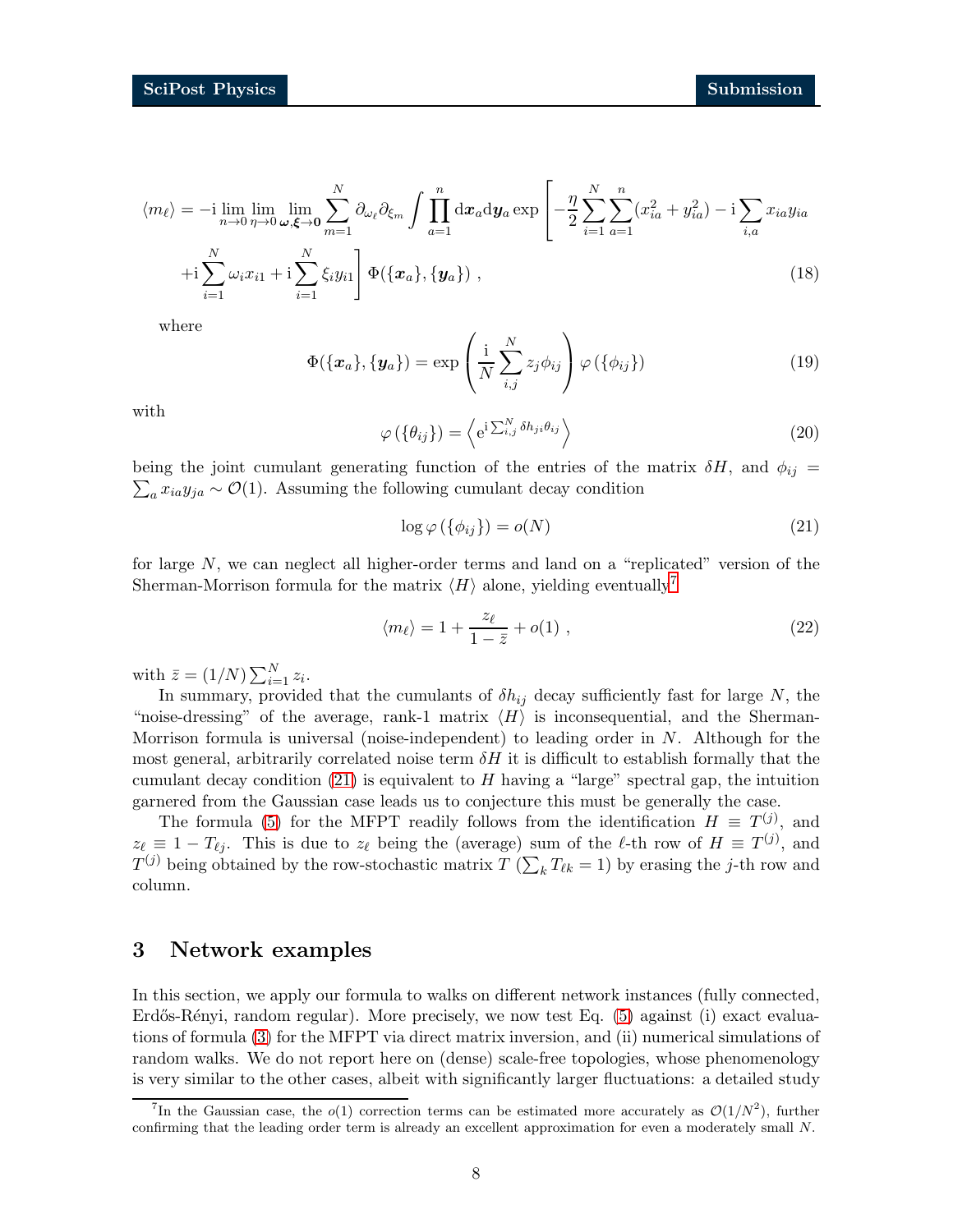$$
\langle m_\ell \rangle = -\mathrm{i} \lim_{n\to 0} \lim_{\eta \to 0} \lim_{\boldsymbol{\omega},\boldsymbol{\xi}\to \mathbf{0}} \sum_{m=1}^{N} \partial_{\omega_\ell} \partial_{\xi_m} \int \prod_{a=1}^{n} \mathrm{d}\boldsymbol{x}_a \mathrm{d}\boldsymbol{y}_a \exp\left[ -\frac{\eta}{2} \sum_{i=1}^{N} \sum_{a=1}^{n} (x_{ia}^2 + y_{ia}^2) - \mathrm{i} \sum_{i,a} x_{ia} y_{ia} \right.
$$

$$
\left. + \mathrm{i} \sum_{i=1}^{N} \omega_i x_{i1} + \mathrm{i} \sum_{i=1}^{N} \xi_i y_{i1} \right] \Phi(\{\boldsymbol{x}_a\}, \{\boldsymbol{y}_a\}) \ , \tag{18}
$$

where

$$
\Phi(\{\boldsymbol{x}_a\}, \{\boldsymbol{y}_a\}) = \exp\left( \frac{\mathrm{i}}{N} \sum_{i,j}^{N} z_j \phi_{ij} \right) \varphi\left(\{\phi_{ij}\}\right) \tag{19}
$$

with

$$
\varphi\left(\{\theta_{ij}\}\right) = \left\langle \mathrm{e}^{\mathrm{i} \sum_{i,j}^{N} \delta h_{ji} \theta_{ij}} \right\rangle \tag{20}
$$

being the joint cumulant generating function of the entries of the matrix $\delta H$, and $\phi_{ij} = \sum_a x_{ia} y_{ja} \sim \mathcal{O}(1)$. Assuming the following cumulant decay condition

$$
\log \varphi\left(\{\phi_{ij}\}\right) = o(N) \tag{21}
$$

for large $N$, we can neglect all higher-order terms and land on a "replicated" version of the Sherman-Morrison formula for the matrix $\langle H \rangle$ alone, yielding eventually[7]

$$
\langle m_\ell \rangle = 1 + \frac{z_\ell}{1 - \bar{z}} + o(1) \ , \tag{22}
$$

with $\bar{z} = (1/N) \sum_{i=1}^{N} z_i$.

In summary, provided that the cumulants of $\delta h_{ij}$ decay sufficiently fast for large $N$, the "noise-dressing" of the average, rank-1 matrix $\langle H \rangle$ is inconsequential, and the Sherman-Morrison formula is universal (noise-independent) to leading order in $N$. Although for the most general, arbitrarily correlated noise term $\delta H$ it is difficult to establish formally that the cumulant decay condition (21) is equivalent to $H$ having a "large" spectral gap, the intuition garnered from the Gaussian case leads us to conjecture this must be generally the case.

The formula (5) for the MFPT readily follows from the identification $H \equiv T^{(j)}$, and $z_\ell \equiv 1 - T_{\ell j}$. This is due to $z_\ell$ being the (average) sum of the $\ell$-th row of $H \equiv T^{(j)}$, and $T^{(j)}$ being obtained by the row-stochastic matrix $T$ ($\sum_k T_{\ell k} = 1$) by erasing the $j$-th row and column.

## 3 Network examples

In this section, we apply our formula to walks on different network instances (fully connected, Erdős-Rényi, random regular). More precisely, we now test Eq. (5) against (i) exact evaluations of formula (3) for the MFPT via direct matrix inversion, and (ii) numerical simulations of random walks. We do not report here on (dense) scale-free topologies, whose phenomenology is very similar to the other cases, albeit with significantly larger fluctuations: a detailed study

---

[7] In the Gaussian case, the $o(1)$ correction terms can be estimated more accurately as $\mathcal{O}(1/N^2)$, further confirming that the leading order term is already an excellent approximation for even a moderately small $N$.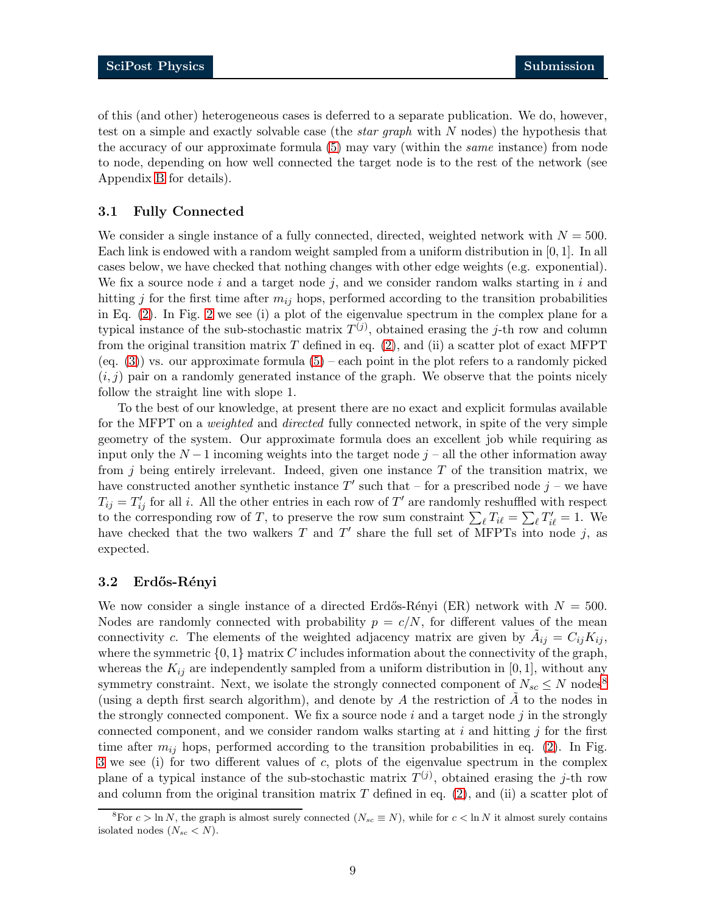of this (and other) heterogeneous cases is deferred to a separate publication. We do, however, test on a simple and exactly solvable case (the *star graph* with $N$ nodes) the hypothesis that the accuracy of our approximate formula (5) may vary (within the *same* instance) from node to node, depending on how well connected the target node is to the rest of the network (see Appendix B for details).

## 3.1 Fully Connected

We consider a single instance of a fully connected, directed, weighted network with $N = 500$. Each link is endowed with a random weight sampled from a uniform distribution in $[0, 1]$. In all cases below, we have checked that nothing changes with other edge weights (e.g. exponential). We fix a source node $i$ and a target node $j$, and we consider random walks starting in $i$ and hitting $j$ for the first time after $m_{ij}$ hops, performed according to the transition probabilities in Eq. (2). In Fig. 2 we see (i) a plot of the eigenvalue spectrum in the complex plane for a typical instance of the sub-stochastic matrix $T^{(j)}$, obtained erasing the $j$-th row and column from the original transition matrix $T$ defined in eq. (2), and (ii) a scatter plot of exact MFPT (eq. (3)) vs. our approximate formula (5) – each point in the plot refers to a randomly picked $(i, j)$ pair on a randomly generated instance of the graph. We observe that the points nicely follow the straight line with slope 1.

To the best of our knowledge, at present there are no exact and explicit formulas available for the MFPT on a *weighted* and *directed* fully connected network, in spite of the very simple geometry of the system. Our approximate formula does an excellent job while requiring as input only the $N - 1$ incoming weights into the target node $j$ – all the other information away from $j$ being entirely irrelevant. Indeed, given one instance $T$ of the transition matrix, we have constructed another synthetic instance $T'$ such that – for a prescribed node $j$ – we have $T_{ij} = T'_{ij}$ for all $i$. All the other entries in each row of $T'$ are randomly reshuffled with respect to the corresponding row of $T$, to preserve the row sum constraint $\sum_\ell T_{i\ell} = \sum_\ell T'_{i\ell} = 1$. We have checked that the two walkers $T$ and $T'$ share the full set of MFPTs into node $j$, as expected.

## 3.2 Erdős-Rényi

We now consider a single instance of a directed Erdős-Rényi (ER) network with $N = 500$. Nodes are randomly connected with probability $p = c/N$, for different values of the mean connectivity $c$. The elements of the weighted adjacency matrix are given by $\tilde{A}_{ij} = C_{ij} K_{ij}$, where the symmetric $\{0, 1\}$ matrix $C$ includes information about the connectivity of the graph, whereas the $K_{ij}$ are independently sampled from a uniform distribution in $[0, 1]$, without any symmetry constraint. Next, we isolate the strongly connected component of $N_{sc} \leq N$ nodes[8] (using a depth first search algorithm), and denote by $A$ the restriction of $\tilde{A}$ to the nodes in the strongly connected component. We fix a source node $i$ and a target node $j$ in the strongly connected component, and we consider random walks starting at $i$ and hitting $j$ for the first time after $m_{ij}$ hops, performed according to the transition probabilities in eq. (2). In Fig. 3 we see (i) for two different values of $c$, plots of the eigenvalue spectrum in the complex plane of a typical instance of the sub-stochastic matrix $T^{(j)}$, obtained erasing the $j$-th row and column from the original transition matrix $T$ defined in eq. (2), and (ii) a scatter plot of

[8]For $c > \ln N$, the graph is almost surely connected ($N_{sc} \equiv N$), while for $c < \ln N$ it almost surely contains isolated nodes ($N_{sc} < N$).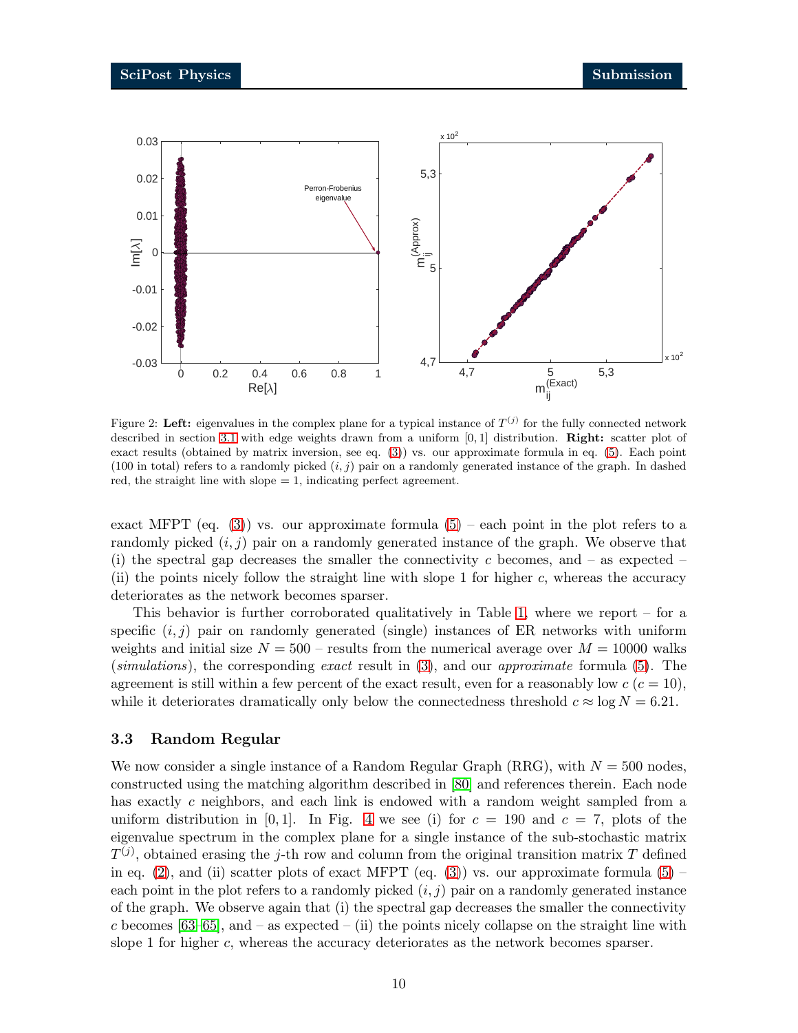0.03

0.02

0.01

0

-0.01

-0.02

-0.03

Im[λ]

0 0.2 0.4 0.6 0.8 1

Re[λ]

Perron-Frobenius eigenvalue

x 10^2

5,3

5

4,7

$m_{ij}^{(Approx)}$

4,7 5 5,3

$m_{ij}^{(Exact)}$

x 10^2

Figure 2: **Left:** eigenvalues in the complex plane for a typical instance of $T^{(j)}$ for the fully connected network described in section 3.1 with edge weights drawn from a uniform $[0, 1]$ distribution. **Right:** scatter plot of exact results (obtained by matrix inversion, see eq. (3)) vs. our approximate formula in eq. (5). Each point (100 in total) refers to a randomly picked $(i, j)$ pair on a randomly generated instance of the graph. In dashed red, the straight line with slope = 1, indicating perfect agreement.

exact MFPT (eq. (3)) vs. our approximate formula (5) – each point in the plot refers to a randomly picked $(i, j)$ pair on a randomly generated instance of the graph. We observe that (i) the spectral gap decreases the smaller the connectivity $c$ becomes, and – as expected – (ii) the points nicely follow the straight line with slope 1 for higher $c$, whereas the accuracy deteriorates as the network becomes sparser.

This behavior is further corroborated qualitatively in Table 1, where we report – for a specific $(i, j)$ pair on randomly generated (single) instances of ER networks with uniform weights and initial size $N = 500$ – results from the numerical average over $M = 10000$ walks (*simulations*), the corresponding *exact* result in (3), and our *approximate* formula (5). The agreement is still within a few percent of the exact result, even for a reasonably low $c$ ($c = 10$), while it deteriorates dramatically only below the connectedness threshold $c \approx \log N = 6.21$.

### 3.3 Random Regular

We now consider a single instance of a Random Regular Graph (RRG), with $N = 500$ nodes, constructed using the matching algorithm described in [80] and references therein. Each node has exactly $c$ neighbors, and each link is endowed with a random weight sampled from a uniform distribution in $[0, 1]$. In Fig. 4 we see (i) for $c = 190$ and $c = 7$, plots of the eigenvalue spectrum in the complex plane for a single instance of the sub-stochastic matrix $T^{(j)}$, obtained erasing the $j$-th row and column from the original transition matrix $T$ defined in eq. (2), and (ii) scatter plots of exact MFPT (eq. (3)) vs. our approximate formula (5) – each point in the plot refers to a randomly picked $(i, j)$ pair on a randomly generated instance of the graph. We observe again that (i) the spectral gap decreases the smaller the connectivity $c$ becomes [63–65], and – as expected – (ii) the points nicely collapse on the straight line with slope 1 for higher $c$, whereas the accuracy deteriorates as the network becomes sparser.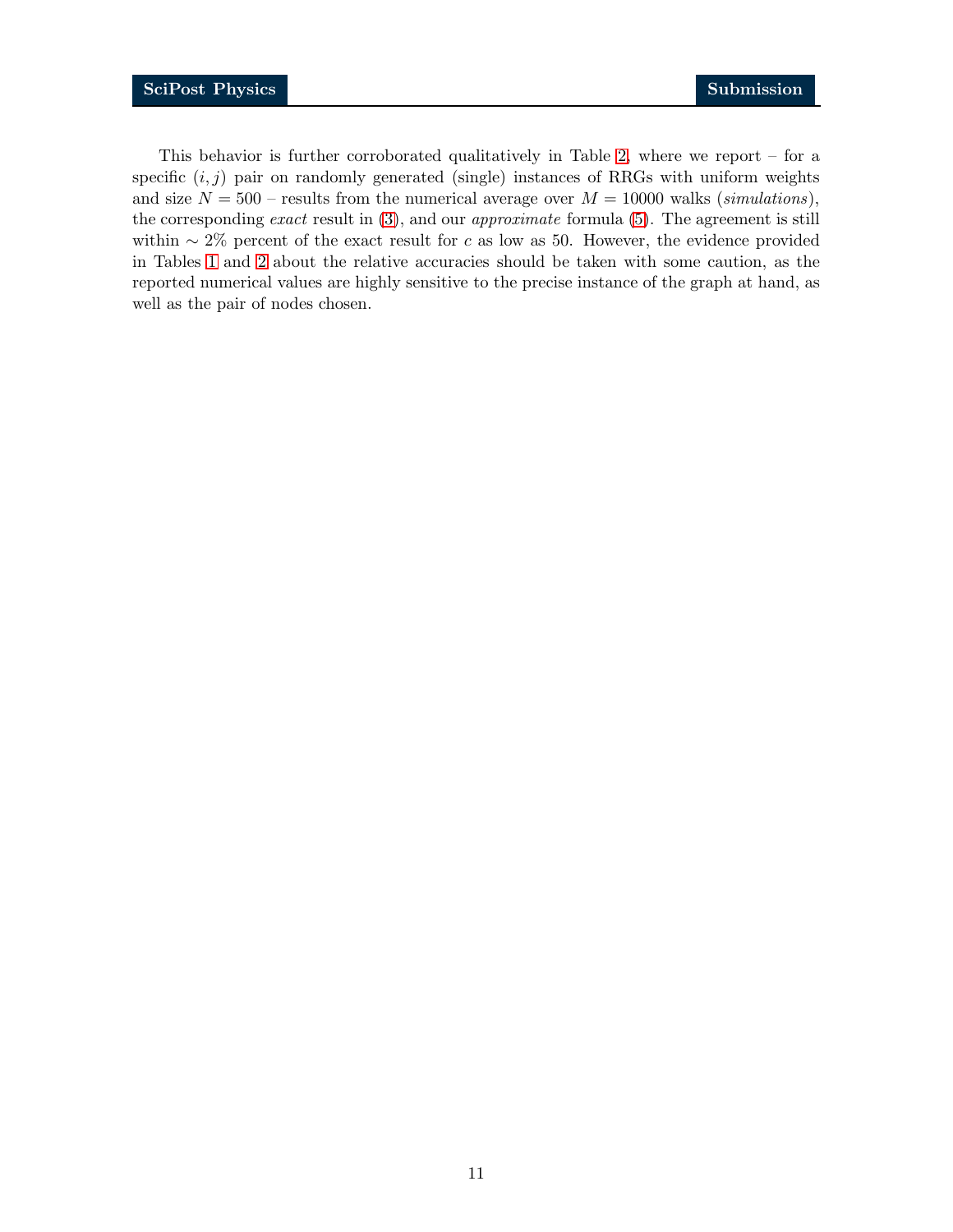This behavior is further corroborated qualitatively in Table 2, where we report – for a specific $(i, j)$ pair on randomly generated (single) instances of RRGs with uniform weights and size $N = 500$ – results from the numerical average over $M = 10000$ walks (*simulations*), the corresponding *exact* result in (3), and our *approximate* formula (5). The agreement is still within $\sim 2\%$ percent of the exact result for $c$ as low as 50. However, the evidence provided in Tables 1 and 2 about the relative accuracies should be taken with some caution, as the reported numerical values are highly sensitive to the precise instance of the graph at hand, as well as the pair of nodes chosen.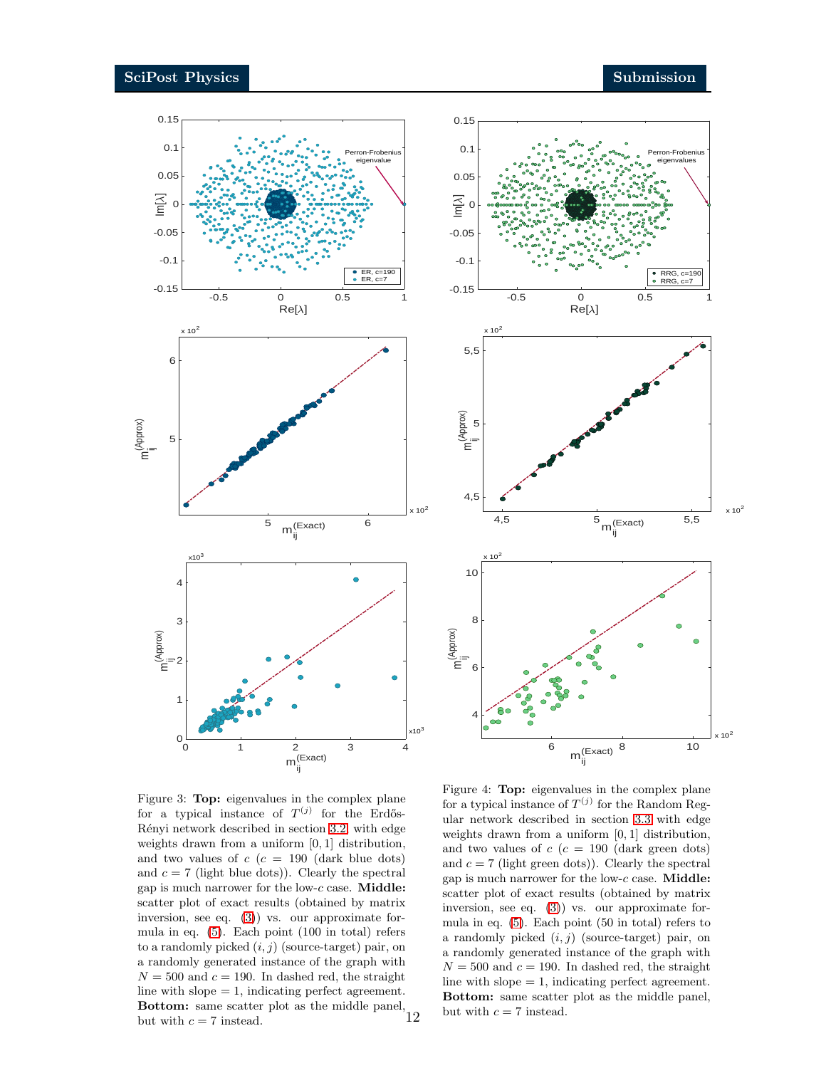0.15
0.1
0.05
0
-0.05
-0.1
-0.15
Im[λ]
-0.5
0
0.5
1
Re[λ]
Perron-Frobenius eigenvalue
ER, c=190
ER, c=7

0.15
0.1
0.05
0
-0.05
-0.1
-0.15
Im[λ]
-0.5
0
0.5
1
Re[λ]
Perron-Frobenius eigenvalues
RRG, c=190
RRG, c=7

x 10^2
6
5
$m_{ij}^{(Approx)}$
5
6
x 10^2
$m_{ij}^{(Exact)}$

x 10^2
5,5
5
4,5
$m_{ij}^{(Approx)}$
4,5
5
5,5
x 10^2
$m_{ij}^{(Exact)}$

x10^3
4
3
2
1
0
$m_{ij}^{(Approx)}$
0
1
2
3
4
x10^3
$m_{ij}^{(Exact)}$

x 10^2
10
8
6
4
$m_{ij}^{(Approx)}$
6
8
10
x 10^2
$m_{ij}^{(Exact)}$

Figure 3: **Top:** eigenvalues in the complex plane for a typical instance of $T^{(j)}$ for the Erdős-Rényi network described in section 3.2 with edge weights drawn from a uniform $[0,1]$ distribution, and two values of $c$ ($c = 190$ (dark blue dots) and $c = 7$ (light blue dots)). Clearly the spectral gap is much narrower for the low-$c$ case. **Middle:** scatter plot of exact results (obtained by matrix inversion, see eq. (3)) vs. our approximate formula in eq. (5). Each point (100 in total) refers to a randomly picked $(i, j)$ (source-target) pair, on a randomly generated instance of the graph with $N = 500$ and $c = 190$. In dashed red, the straight line with slope $= 1$, indicating perfect agreement. **Bottom:** same scatter plot as the middle panel, but with $c = 7$ instead.

Figure 4: **Top:** eigenvalues in the complex plane for a typical instance of $T^{(j)}$ for the Random Regular network described in section 3.3 with edge weights drawn from a uniform $[0,1]$ distribution, and two values of $c$ ($c = 190$ (dark green dots) and $c = 7$ (light green dots)). Clearly the spectral gap is much narrower for the low-$c$ case. **Middle:** scatter plot of exact results (obtained by matrix inversion, see eq. (3)) vs. our approximate formula in eq. (5). Each point (50 in total) refers to a randomly picked $(i, j)$ (source-target) pair, on a randomly generated instance of the graph with $N = 500$ and $c = 190$. In dashed red, the straight line with slope $= 1$, indicating perfect agreement. **Bottom:** same scatter plot as the middle panel, but with $c = 7$ instead.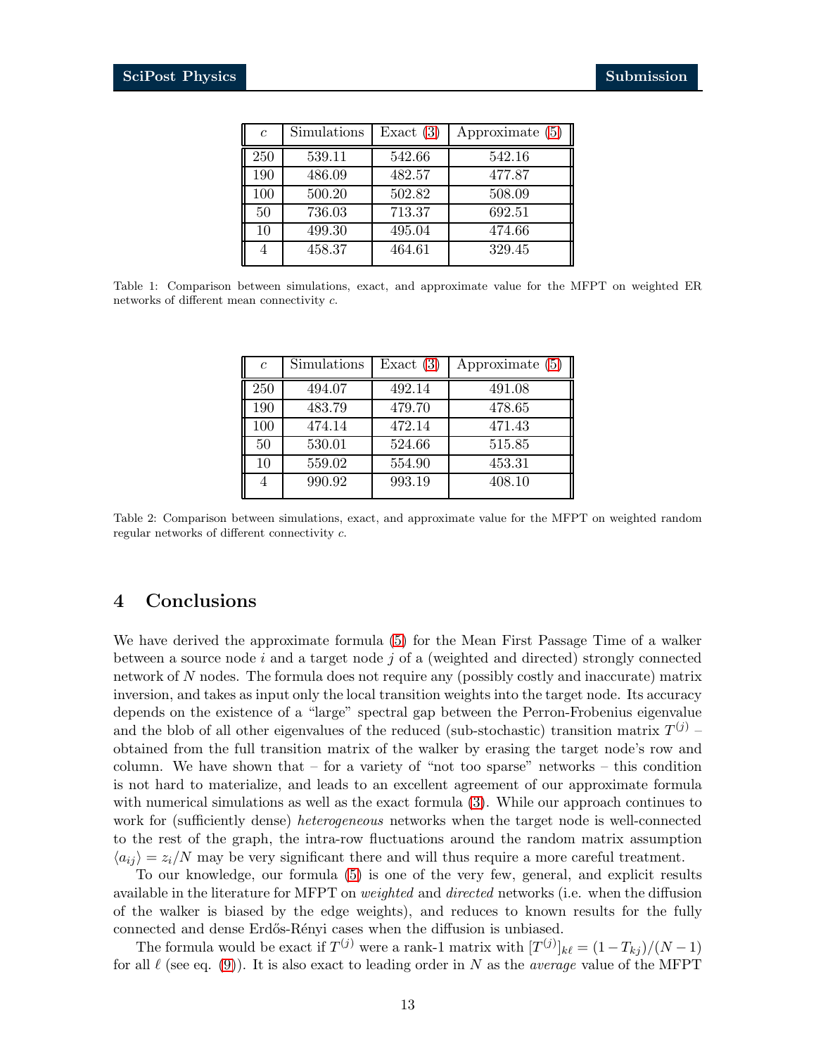| $c$ | Simulations | Exact (3) | Approximate (5) |
|---|---|---|---|
| 250 | 539.11 | 542.66 | 542.16 |
| 190 | 486.09 | 482.57 | 477.87 |
| 100 | 500.20 | 502.82 | 508.09 |
| 50 | 736.03 | 713.37 | 692.51 |
| 10 | 499.30 | 495.04 | 474.66 |
| 4 | 458.37 | 464.61 | 329.45 |

Table 1: Comparison between simulations, exact, and approximate value for the MFPT on weighted ER networks of different mean connectivity $c$.

| $c$ | Simulations | Exact (3) | Approximate (5) |
|---|---|---|---|
| 250 | 494.07 | 492.14 | 491.08 |
| 190 | 483.79 | 479.70 | 478.65 |
| 100 | 474.14 | 472.14 | 471.43 |
| 50 | 530.01 | 524.66 | 515.85 |
| 10 | 559.02 | 554.90 | 453.31 |
| 4 | 990.92 | 993.19 | 408.10 |

Table 2: Comparison between simulations, exact, and approximate value for the MFPT on weighted random regular networks of different connectivity $c$.

## 4 Conclusions

We have derived the approximate formula (5) for the Mean First Passage Time of a walker between a source node $i$ and a target node $j$ of a (weighted and directed) strongly connected network of $N$ nodes. The formula does not require any (possibly costly and inaccurate) matrix inversion, and takes as input only the local transition weights into the target node. Its accuracy depends on the existence of a "large" spectral gap between the Perron-Frobenius eigenvalue and the blob of all other eigenvalues of the reduced (sub-stochastic) transition matrix $T^{(j)}$ – obtained from the full transition matrix of the walker by erasing the target node's row and column. We have shown that – for a variety of "not too sparse" networks – this condition is not hard to materialize, and leads to an excellent agreement of our approximate formula with numerical simulations as well as the exact formula (3). While our approach continues to work for (sufficiently dense) *heterogeneous* networks when the target node is well-connected to the rest of the graph, the intra-row fluctuations around the random matrix assumption $\langle a_{ij} \rangle = z_i/N$ may be very significant there and will thus require a more careful treatment.

To our knowledge, our formula (5) is one of the very few, general, and explicit results available in the literature for MFPT on *weighted* and *directed* networks (i.e. when the diffusion of the walker is biased by the edge weights), and reduces to known results for the fully connected and dense Erdős-Rényi cases when the diffusion is unbiased.

The formula would be exact if $T^{(j)}$ were a rank-1 matrix with $[T^{(j)}]_{k\ell} = (1 - T_{kj})/(N-1)$ for all $\ell$ (see eq. (9)). It is also exact to leading order in $N$ as the *average* value of the MFPT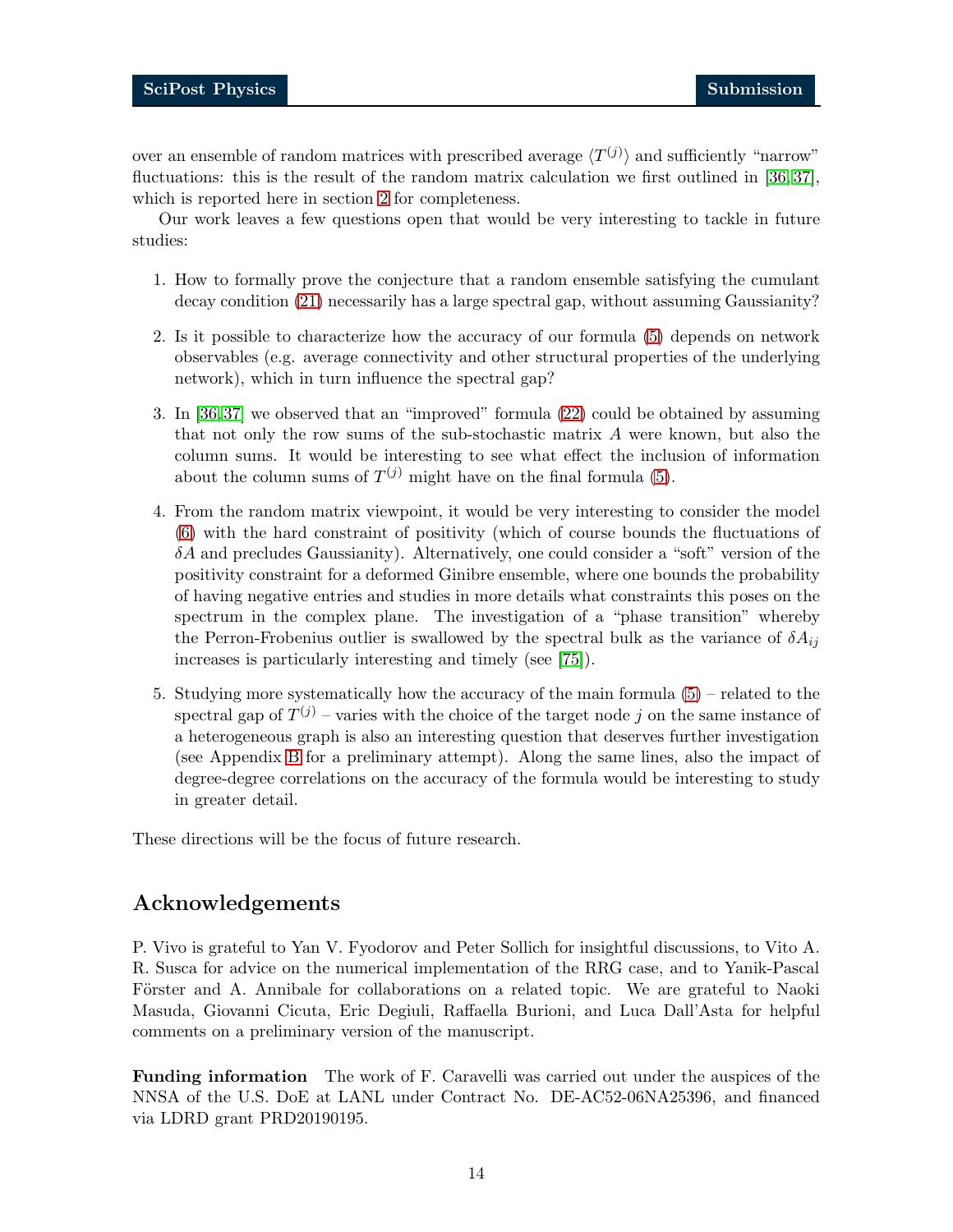over an ensemble of random matrices with prescribed average $\langle T^{(j)}\rangle$ and sufficiently "narrow" fluctuations: this is the result of the random matrix calculation we first outlined in [36,37], which is reported here in section 2 for completeness.

Our work leaves a few questions open that would be very interesting to tackle in future studies:

1. How to formally prove the conjecture that a random ensemble satisfying the cumulant decay condition (21) necessarily has a large spectral gap, without assuming Gaussianity?

2. Is it possible to characterize how the accuracy of our formula (5) depends on network observables (e.g. average connectivity and other structural properties of the underlying network), which in turn influence the spectral gap?

3. In [36,37] we observed that an "improved" formula (22) could be obtained by assuming that not only the row sums of the sub-stochastic matrix $A$ were known, but also the column sums. It would be interesting to see what effect the inclusion of information about the column sums of $T^{(j)}$ might have on the final formula (5).

4. From the random matrix viewpoint, it would be very interesting to consider the model (6) with the hard constraint of positivity (which of course bounds the fluctuations of $\delta A$ and precludes Gaussianity). Alternatively, one could consider a "soft" version of the positivity constraint for a deformed Ginibre ensemble, where one bounds the probability of having negative entries and studies in more details what constraints this poses on the spectrum in the complex plane. The investigation of a "phase transition" whereby the Perron-Frobenius outlier is swallowed by the spectral bulk as the variance of $\delta A_{ij}$ increases is particularly interesting and timely (see [75]).

5. Studying more systematically how the accuracy of the main formula (5) – related to the spectral gap of $T^{(j)}$ – varies with the choice of the target node $j$ on the same instance of a heterogeneous graph is also an interesting question that deserves further investigation (see Appendix B for a preliminary attempt). Along the same lines, also the impact of degree-degree correlations on the accuracy of the formula would be interesting to study in greater detail.

These directions will be the focus of future research.

## Acknowledgements

P. Vivo is grateful to Yan V. Fyodorov and Peter Sollich for insightful discussions, to Vito A. R. Susca for advice on the numerical implementation of the RRG case, and to Yanik-Pascal Förster and A. Annibale for collaborations on a related topic. We are grateful to Naoki Masuda, Giovanni Cicuta, Eric Degiuli, Raffaella Burioni, and Luca Dall'Asta for helpful comments on a preliminary version of the manuscript.

**Funding information** The work of F. Caravelli was carried out under the auspices of the NNSA of the U.S. DoE at LANL under Contract No. DE-AC52-06NA25396, and financed via LDRD grant PRD20190195.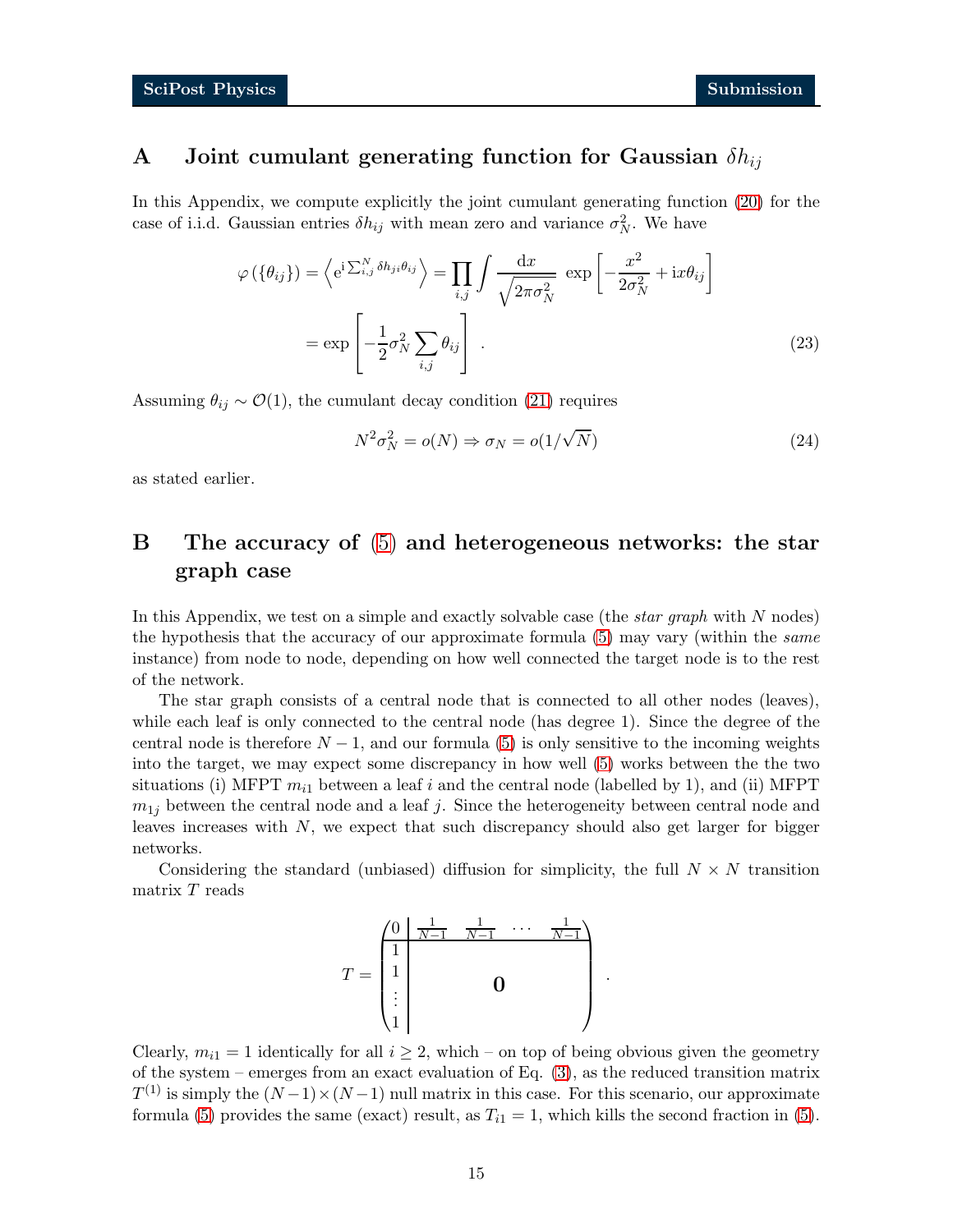## A Joint cumulant generating function for Gaussian $\delta h_{ij}$

In this Appendix, we compute explicitly the joint cumulant generating function (20) for the case of i.i.d. Gaussian entries $\delta h_{ij}$ with mean zero and variance $\sigma_N^2$. We have

$$
\begin{aligned}
\varphi\left(\{\theta_{ij}\}\right) &= \left\langle \mathrm{e}^{\mathrm{i}\sum_{i,j}^{N}\delta h_{ji}\theta_{ij}} \right\rangle = \prod_{i,j}\int \frac{\mathrm{d}x}{\sqrt{2\pi\sigma_N^2}}\ \exp\left[-\frac{x^2}{2\sigma_N^2}+\mathrm{i}x\theta_{ij}\right] \\
&= \exp\left[-\frac{1}{2}\sigma_N^2\sum_{i,j}\theta_{ij}\right] \ .
\end{aligned}
\tag{23}
$$

Assuming $\theta_{ij}\sim\mathcal{O}(1)$, the cumulant decay condition (21) requires

$$
N^2\sigma_N^2 = o(N) \Rightarrow \sigma_N = o(1/\sqrt{N})
\tag{24}
$$

as stated earlier.

## B The accuracy of (5) and heterogeneous networks: the star graph case

In this Appendix, we test on a simple and exactly solvable case (the *star graph* with $N$ nodes) the hypothesis that the accuracy of our approximate formula (5) may vary (within the *same* instance) from node to node, depending on how well connected the target node is to the rest of the network.

The star graph consists of a central node that is connected to all other nodes (leaves), while each leaf is only connected to the central node (has degree 1). Since the degree of the central node is therefore $N-1$, and our formula (5) is only sensitive to the incoming weights into the target, we may expect some discrepancy in how well (5) works between the the two situations (i) MFPT $m_{i1}$ between a leaf $i$ and the central node (labelled by 1), and (ii) MFPT $m_{1j}$ between the central node and a leaf $j$. Since the heterogeneity between central node and leaves increases with $N$, we expect that such discrepancy should also get larger for bigger networks.

Considering the standard (unbiased) diffusion for simplicity, the full $N\times N$ transition matrix $T$ reads

$$
T = \left(\begin{array}{c|cccc}
0 & \frac{1}{N-1} & \frac{1}{N-1} & \cdots & \frac{1}{N-1} \\
\hline
1 & & & & \\
1 & & & \mathbf{0} & \\
\vdots & & & & \\
1 & & & &
\end{array}\right) .
$$

Clearly, $m_{i1}=1$ identically for all $i\geq 2$, which – on top of being obvious given the geometry of the system – emerges from an exact evaluation of Eq. (3), as the reduced transition matrix $T^{(1)}$ is simply the $(N-1)\times(N-1)$ null matrix in this case. For this scenario, our approximate formula (5) provides the same (exact) result, as $T_{i1}=1$, which kills the second fraction in (5).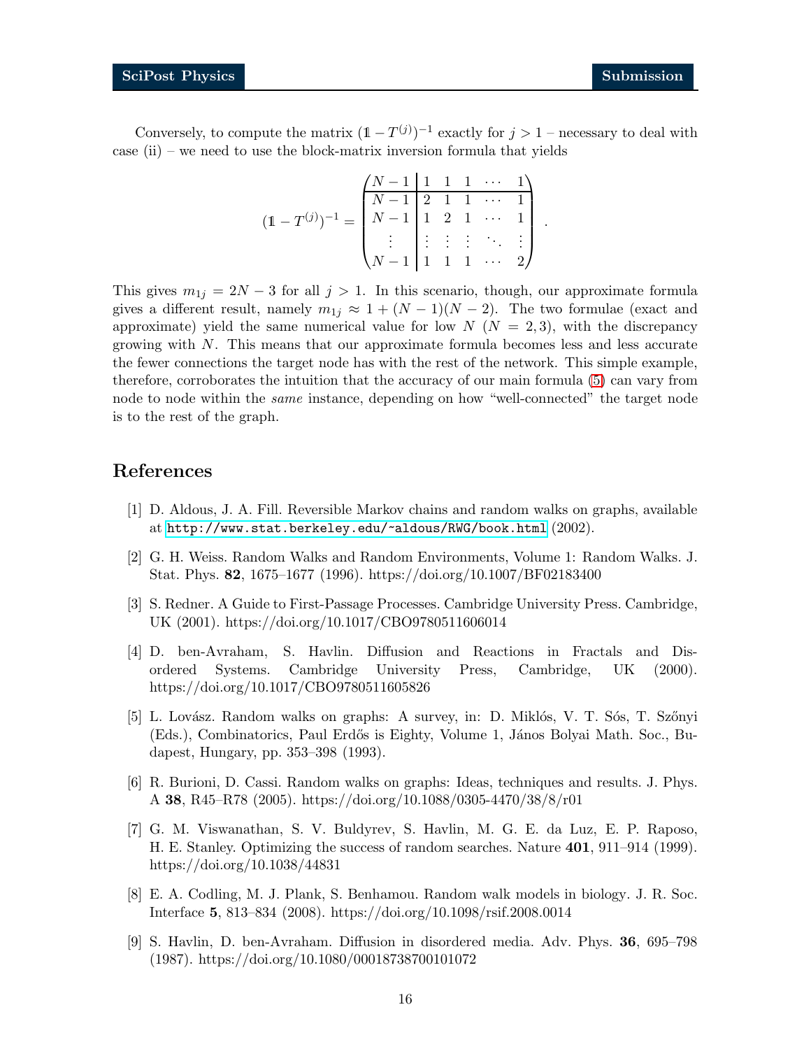Conversely, to compute the matrix $(\mathbb{1} - T^{(j)})^{-1}$ exactly for $j > 1$ – necessary to deal with case (ii) – we need to use the block-matrix inversion formula that yields

$$
(\mathbb{1} - T^{(j)})^{-1} = \left(\begin{array}{c|cccccc}
N-1 & 1 & 1 & 1 & \cdots & 1 \\
\hline
N-1 & 2 & 1 & 1 & \cdots & 1 \\
N-1 & 1 & 2 & 1 & \cdots & 1 \\
\vdots & \vdots & \vdots & \vdots & \ddots & \vdots \\
N-1 & 1 & 1 & 1 & \cdots & 2
\end{array}\right) .
$$

This gives $m_{1j} = 2N - 3$ for all $j > 1$. In this scenario, though, our approximate formula gives a different result, namely $m_{1j} \approx 1 + (N-1)(N-2)$. The two formulae (exact and approximate) yield the same numerical value for low $N$ ($N = 2, 3$), with the discrepancy growing with $N$. This means that our approximate formula becomes less and less accurate the fewer connections the target node has with the rest of the network. This simple example, therefore, corroborates the intuition that the accuracy of our main formula (5) can vary from node to node within the *same* instance, depending on how "well-connected" the target node is to the rest of the graph.

## References

[1] D. Aldous, J. A. Fill. Reversible Markov chains and random walks on graphs, available at http://www.stat.berkeley.edu/~aldous/RWG/book.html (2002).

[2] G. H. Weiss. Random Walks and Random Environments, Volume 1: Random Walks. J. Stat. Phys. **82**, 1675–1677 (1996). https://doi.org/10.1007/BF02183400

[3] S. Redner. A Guide to First-Passage Processes. Cambridge University Press. Cambridge, UK (2001). https://doi.org/10.1017/CBO9780511606014

[4] D. ben-Avraham, S. Havlin. Diffusion and Reactions in Fractals and Disordered Systems. Cambridge University Press, Cambridge, UK (2000). https://doi.org/10.1017/CBO9780511605826

[5] L. Lovász. Random walks on graphs: A survey, in: D. Miklós, V. T. Sós, T. Szőnyi (Eds.), Combinatorics, Paul Erdős is Eighty, Volume 1, János Bolyai Math. Soc., Budapest, Hungary, pp. 353–398 (1993).

[6] R. Burioni, D. Cassi. Random walks on graphs: Ideas, techniques and results. J. Phys. A **38**, R45–R78 (2005). https://doi.org/10.1088/0305-4470/38/8/r01

[7] G. M. Viswanathan, S. V. Buldyrev, S. Havlin, M. G. E. da Luz, E. P. Raposo, H. E. Stanley. Optimizing the success of random searches. Nature **401**, 911–914 (1999). https://doi.org/10.1038/44831

[8] E. A. Codling, M. J. Plank, S. Benhamou. Random walk models in biology. J. R. Soc. Interface **5**, 813–834 (2008). https://doi.org/10.1098/rsif.2008.0014

[9] S. Havlin, D. ben-Avraham. Diffusion in disordered media. Adv. Phys. **36**, 695–798 (1987). https://doi.org/10.1080/00018738700101072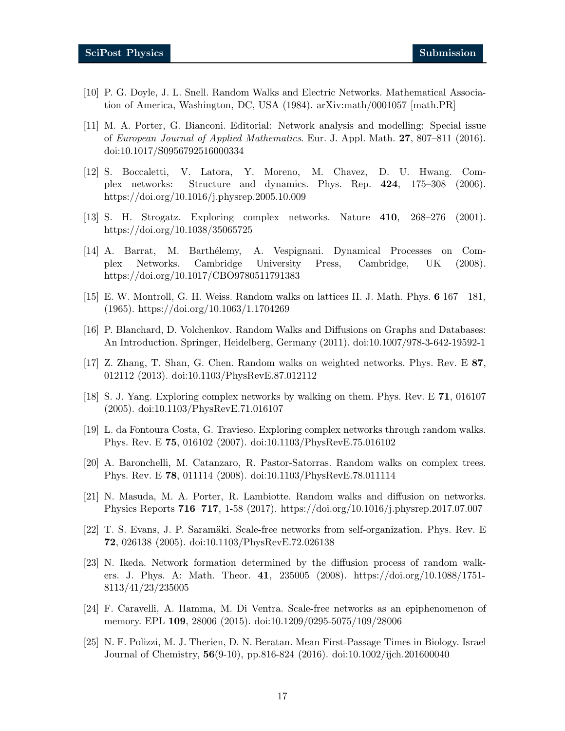[10] P. G. Doyle, J. L. Snell. Random Walks and Electric Networks. Mathematical Association of America, Washington, DC, USA (1984). arXiv:math/0001057 [math.PR]

[11] M. A. Porter, G. Bianconi. Editorial: Network analysis and modelling: Special issue of *European Journal of Applied Mathematics*. Eur. J. Appl. Math. **27**, 807–811 (2016). doi:10.1017/S0956792516000334

[12] S. Boccaletti, V. Latora, Y. Moreno, M. Chavez, D. U. Hwang. Complex networks: Structure and dynamics. Phys. Rep. **424**, 175–308 (2006). https://doi.org/10.1016/j.physrep.2005.10.009

[13] S. H. Strogatz. Exploring complex networks. Nature **410**, 268–276 (2001). https://doi.org/10.1038/35065725

[14] A. Barrat, M. Barthélemy, A. Vespignani. Dynamical Processes on Complex Networks. Cambridge University Press, Cambridge, UK (2008). https://doi.org/10.1017/CBO9780511791383

[15] E. W. Montroll, G. H. Weiss. Random walks on lattices II. J. Math. Phys. **6** 167—181, (1965). https://doi.org/10.1063/1.1704269

[16] P. Blanchard, D. Volchenkov. Random Walks and Diffusions on Graphs and Databases: An Introduction. Springer, Heidelberg, Germany (2011). doi:10.1007/978-3-642-19592-1

[17] Z. Zhang, T. Shan, G. Chen. Random walks on weighted networks. Phys. Rev. E **87**, 012112 (2013). doi:10.1103/PhysRevE.87.012112

[18] S. J. Yang. Exploring complex networks by walking on them. Phys. Rev. E **71**, 016107 (2005). doi:10.1103/PhysRevE.71.016107

[19] L. da Fontoura Costa, G. Travieso. Exploring complex networks through random walks. Phys. Rev. E **75**, 016102 (2007). doi:10.1103/PhysRevE.75.016102

[20] A. Baronchelli, M. Catanzaro, R. Pastor-Satorras. Random walks on complex trees. Phys. Rev. E **78**, 011114 (2008). doi:10.1103/PhysRevE.78.011114

[21] N. Masuda, M. A. Porter, R. Lambiotte. Random walks and diffusion on networks. Physics Reports **716–717**, 1-58 (2017). https://doi.org/10.1016/j.physrep.2017.07.007

[22] T. S. Evans, J. P. Saramäki. Scale-free networks from self-organization. Phys. Rev. E **72**, 026138 (2005). doi:10.1103/PhysRevE.72.026138

[23] N. Ikeda. Network formation determined by the diffusion process of random walkers. J. Phys. A: Math. Theor. **41**, 235005 (2008). https://doi.org/10.1088/1751-8113/41/23/235005

[24] F. Caravelli, A. Hamma, M. Di Ventra. Scale-free networks as an epiphenomenon of memory. EPL **109**, 28006 (2015). doi:10.1209/0295-5075/109/28006

[25] N. F. Polizzi, M. J. Therien, D. N. Beratan. Mean First-Passage Times in Biology. Israel Journal of Chemistry, **56**(9-10), pp.816-824 (2016). doi:10.1002/ijch.201600040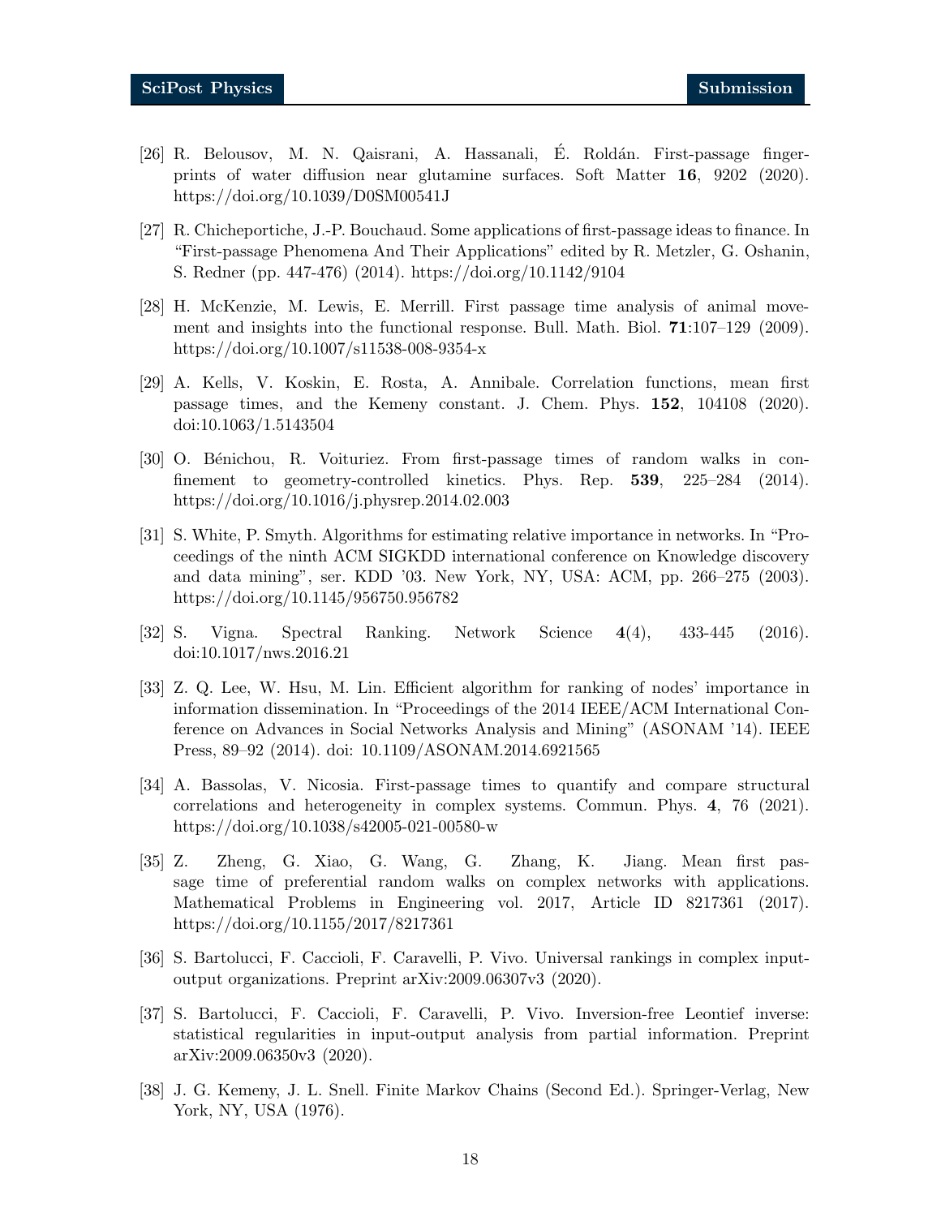[26] R. Belousov, M. N. Qaisrani, A. Hassanali, É. Roldán. First-passage fingerprints of water diffusion near glutamine surfaces. Soft Matter **16**, 9202 (2020). https://doi.org/10.1039/D0SM00541J

[27] R. Chicheportiche, J.-P. Bouchaud. Some applications of first-passage ideas to finance. In "First-passage Phenomena And Their Applications" edited by R. Metzler, G. Oshanin, S. Redner (pp. 447-476) (2014). https://doi.org/10.1142/9104

[28] H. McKenzie, M. Lewis, E. Merrill. First passage time analysis of animal movement and insights into the functional response. Bull. Math. Biol. **71**:107–129 (2009). https://doi.org/10.1007/s11538-008-9354-x

[29] A. Kells, V. Koskin, E. Rosta, A. Annibale. Correlation functions, mean first passage times, and the Kemeny constant. J. Chem. Phys. **152**, 104108 (2020). doi:10.1063/1.5143504

[30] O. Bénichou, R. Voituriez. From first-passage times of random walks in confinement to geometry-controlled kinetics. Phys. Rep. **539**, 225–284 (2014). https://doi.org/10.1016/j.physrep.2014.02.003

[31] S. White, P. Smyth. Algorithms for estimating relative importance in networks. In "Proceedings of the ninth ACM SIGKDD international conference on Knowledge discovery and data mining", ser. KDD '03. New York, NY, USA: ACM, pp. 266–275 (2003). https://doi.org/10.1145/956750.956782

[32] S. Vigna. Spectral Ranking. Network Science **4**(4), 433-445 (2016). doi:10.1017/nws.2016.21

[33] Z. Q. Lee, W. Hsu, M. Lin. Efficient algorithm for ranking of nodes' importance in information dissemination. In "Proceedings of the 2014 IEEE/ACM International Conference on Advances in Social Networks Analysis and Mining" (ASONAM '14). IEEE Press, 89–92 (2014). doi: 10.1109/ASONAM.2014.6921565

[34] A. Bassolas, V. Nicosia. First-passage times to quantify and compare structural correlations and heterogeneity in complex systems. Commun. Phys. **4**, 76 (2021). https://doi.org/10.1038/s42005-021-00580-w

[35] Z. Zheng, G. Xiao, G. Wang, G. Zhang, K. Jiang. Mean first passage time of preferential random walks on complex networks with applications. Mathematical Problems in Engineering vol. 2017, Article ID 8217361 (2017). https://doi.org/10.1155/2017/8217361

[36] S. Bartolucci, F. Caccioli, F. Caravelli, P. Vivo. Universal rankings in complex input-output organizations. Preprint arXiv:2009.06307v3 (2020).

[37] S. Bartolucci, F. Caccioli, F. Caravelli, P. Vivo. Inversion-free Leontief inverse: statistical regularities in input-output analysis from partial information. Preprint arXiv:2009.06350v3 (2020).

[38] J. G. Kemeny, J. L. Snell. Finite Markov Chains (Second Ed.). Springer-Verlag, New York, NY, USA (1976).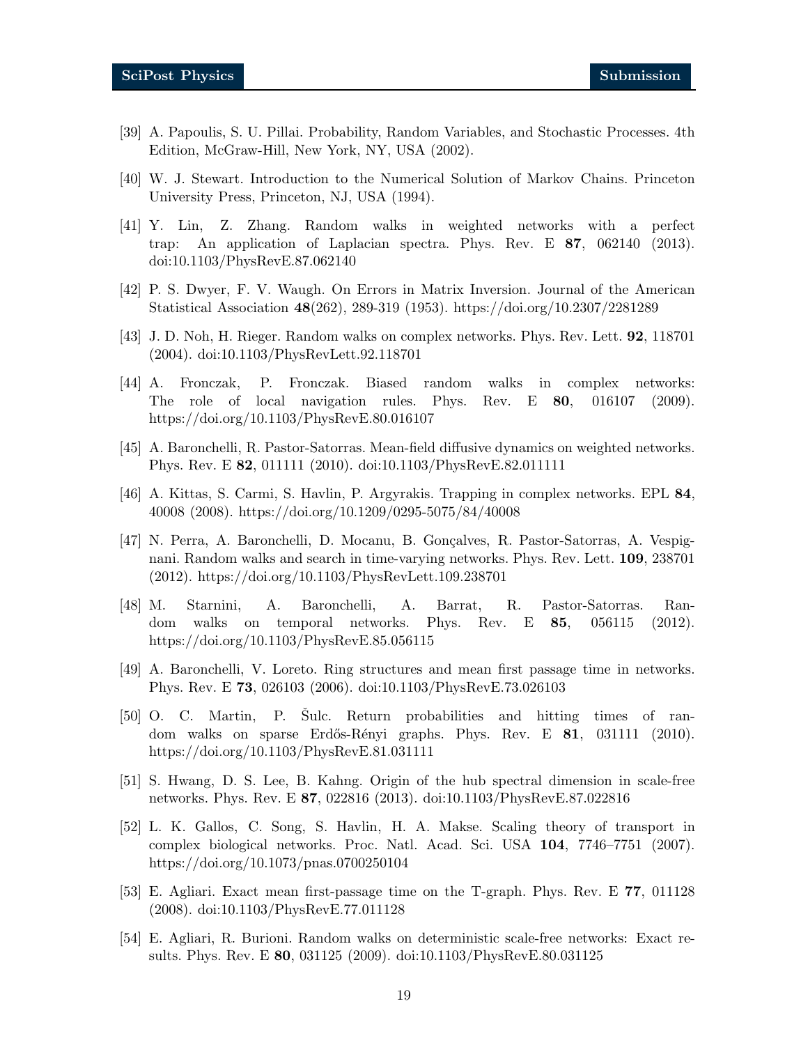[39] A. Papoulis, S. U. Pillai. Probability, Random Variables, and Stochastic Processes. 4th Edition, McGraw-Hill, New York, NY, USA (2002).

[40] W. J. Stewart. Introduction to the Numerical Solution of Markov Chains. Princeton University Press, Princeton, NJ, USA (1994).

[41] Y. Lin, Z. Zhang. Random walks in weighted networks with a perfect trap: An application of Laplacian spectra. Phys. Rev. E **87**, 062140 (2013). doi:10.1103/PhysRevE.87.062140

[42] P. S. Dwyer, F. V. Waugh. On Errors in Matrix Inversion. Journal of the American Statistical Association **48**(262), 289-319 (1953). https://doi.org/10.2307/2281289

[43] J. D. Noh, H. Rieger. Random walks on complex networks. Phys. Rev. Lett. **92**, 118701 (2004). doi:10.1103/PhysRevLett.92.118701

[44] A. Fronczak, P. Fronczak. Biased random walks in complex networks: The role of local navigation rules. Phys. Rev. E **80**, 016107 (2009). https://doi.org/10.1103/PhysRevE.80.016107

[45] A. Baronchelli, R. Pastor-Satorras. Mean-field diffusive dynamics on weighted networks. Phys. Rev. E **82**, 011111 (2010). doi:10.1103/PhysRevE.82.011111

[46] A. Kittas, S. Carmi, S. Havlin, P. Argyrakis. Trapping in complex networks. EPL **84**, 40008 (2008). https://doi.org/10.1209/0295-5075/84/40008

[47] N. Perra, A. Baronchelli, D. Mocanu, B. Gonçalves, R. Pastor-Satorras, A. Vespignani. Random walks and search in time-varying networks. Phys. Rev. Lett. **109**, 238701 (2012). https://doi.org/10.1103/PhysRevLett.109.238701

[48] M. Starnini, A. Baronchelli, A. Barrat, R. Pastor-Satorras. Random walks on temporal networks. Phys. Rev. E **85**, 056115 (2012). https://doi.org/10.1103/PhysRevE.85.056115

[49] A. Baronchelli, V. Loreto. Ring structures and mean first passage time in networks. Phys. Rev. E **73**, 026103 (2006). doi:10.1103/PhysRevE.73.026103

[50] O. C. Martin, P. Šulc. Return probabilities and hitting times of random walks on sparse Erdős-Rényi graphs. Phys. Rev. E **81**, 031111 (2010). https://doi.org/10.1103/PhysRevE.81.031111

[51] S. Hwang, D. S. Lee, B. Kahng. Origin of the hub spectral dimension in scale-free networks. Phys. Rev. E **87**, 022816 (2013). doi:10.1103/PhysRevE.87.022816

[52] L. K. Gallos, C. Song, S. Havlin, H. A. Makse. Scaling theory of transport in complex biological networks. Proc. Natl. Acad. Sci. USA **104**, 7746–7751 (2007). https://doi.org/10.1073/pnas.0700250104

[53] E. Agliari. Exact mean first-passage time on the T-graph. Phys. Rev. E **77**, 011128 (2008). doi:10.1103/PhysRevE.77.011128

[54] E. Agliari, R. Burioni. Random walks on deterministic scale-free networks: Exact results. Phys. Rev. E **80**, 031125 (2009). doi:10.1103/PhysRevE.80.031125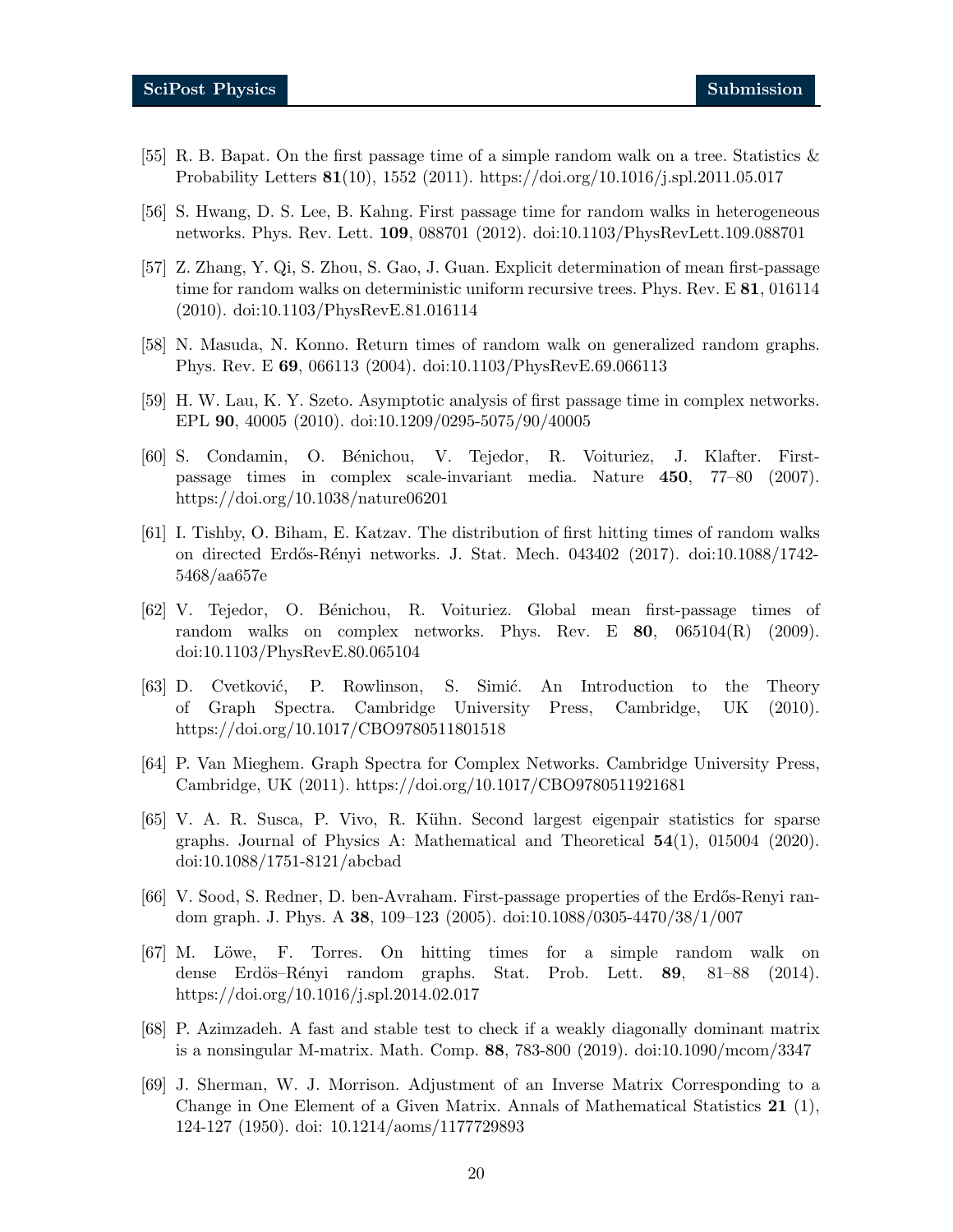[55] R. B. Bapat. On the first passage time of a simple random walk on a tree. Statistics & Probability Letters **81**(10), 1552 (2011). https://doi.org/10.1016/j.spl.2011.05.017

[56] S. Hwang, D. S. Lee, B. Kahng. First passage time for random walks in heterogeneous networks. Phys. Rev. Lett. **109**, 088701 (2012). doi:10.1103/PhysRevLett.109.088701

[57] Z. Zhang, Y. Qi, S. Zhou, S. Gao, J. Guan. Explicit determination of mean first-passage time for random walks on deterministic uniform recursive trees. Phys. Rev. E **81**, 016114 (2010). doi:10.1103/PhysRevE.81.016114

[58] N. Masuda, N. Konno. Return times of random walk on generalized random graphs. Phys. Rev. E **69**, 066113 (2004). doi:10.1103/PhysRevE.69.066113

[59] H. W. Lau, K. Y. Szeto. Asymptotic analysis of first passage time in complex networks. EPL **90**, 40005 (2010). doi:10.1209/0295-5075/90/40005

[60] S. Condamin, O. Bénichou, V. Tejedor, R. Voituriez, J. Klafter. First-passage times in complex scale-invariant media. Nature **450**, 77–80 (2007). https://doi.org/10.1038/nature06201

[61] I. Tishby, O. Biham, E. Katzav. The distribution of first hitting times of random walks on directed Erdős-Rényi networks. J. Stat. Mech. 043402 (2017). doi:10.1088/1742-5468/aa657e

[62] V. Tejedor, O. Bénichou, R. Voituriez. Global mean first-passage times of random walks on complex networks. Phys. Rev. E **80**, 065104(R) (2009). doi:10.1103/PhysRevE.80.065104

[63] D. Cvetković, P. Rowlinson, S. Simić. An Introduction to the Theory of Graph Spectra. Cambridge University Press, Cambridge, UK (2010). https://doi.org/10.1017/CBO9780511801518

[64] P. Van Mieghem. Graph Spectra for Complex Networks. Cambridge University Press, Cambridge, UK (2011). https://doi.org/10.1017/CBO9780511921681

[65] V. A. R. Susca, P. Vivo, R. Kühn. Second largest eigenpair statistics for sparse graphs. Journal of Physics A: Mathematical and Theoretical **54**(1), 015004 (2020). doi:10.1088/1751-8121/abcbad

[66] V. Sood, S. Redner, D. ben-Avraham. First-passage properties of the Erdős-Renyi random graph. J. Phys. A **38**, 109–123 (2005). doi:10.1088/0305-4470/38/1/007

[67] M. Löwe, F. Torres. On hitting times for a simple random walk on dense Erdös–Rényi random graphs. Stat. Prob. Lett. **89**, 81–88 (2014). https://doi.org/10.1016/j.spl.2014.02.017

[68] P. Azimzadeh. A fast and stable test to check if a weakly diagonally dominant matrix is a nonsingular M-matrix. Math. Comp. **88**, 783-800 (2019). doi:10.1090/mcom/3347

[69] J. Sherman, W. J. Morrison. Adjustment of an Inverse Matrix Corresponding to a Change in One Element of a Given Matrix. Annals of Mathematical Statistics **21** (1), 124-127 (1950). doi: 10.1214/aoms/1177729893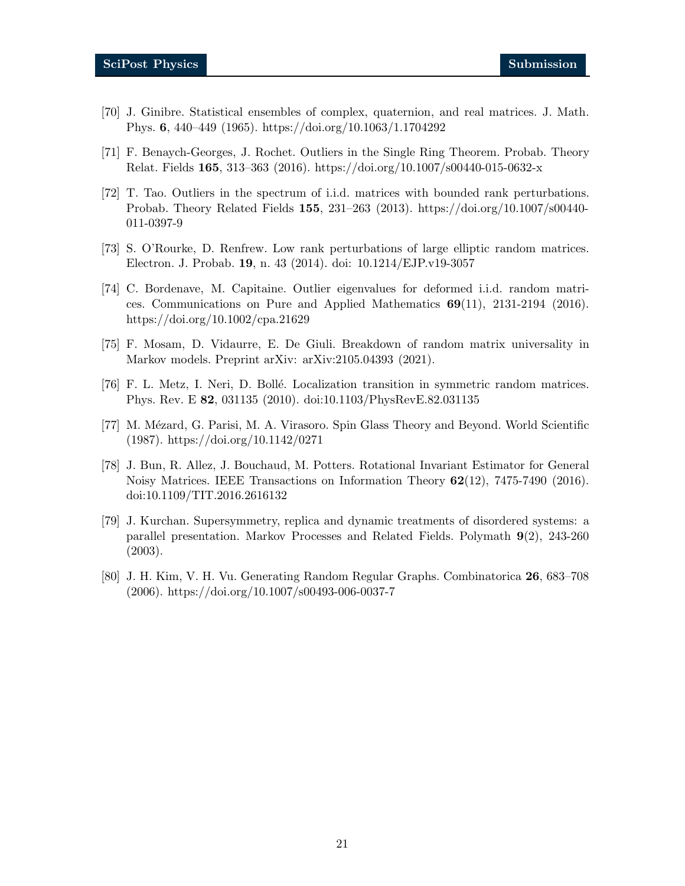[70] J. Ginibre. Statistical ensembles of complex, quaternion, and real matrices. J. Math. Phys. **6**, 440–449 (1965). https://doi.org/10.1063/1.1704292

[71] F. Benaych-Georges, J. Rochet. Outliers in the Single Ring Theorem. Probab. Theory Relat. Fields **165**, 313–363 (2016). https://doi.org/10.1007/s00440-015-0632-x

[72] T. Tao. Outliers in the spectrum of i.i.d. matrices with bounded rank perturbations. Probab. Theory Related Fields **155**, 231–263 (2013). https://doi.org/10.1007/s00440-011-0397-9

[73] S. O'Rourke, D. Renfrew. Low rank perturbations of large elliptic random matrices. Electron. J. Probab. **19**, n. 43 (2014). doi: 10.1214/EJP.v19-3057

[74] C. Bordenave, M. Capitaine. Outlier eigenvalues for deformed i.i.d. random matrices. Communications on Pure and Applied Mathematics **69**(11), 2131-2194 (2016). https://doi.org/10.1002/cpa.21629

[75] F. Mosam, D. Vidaurre, E. De Giuli. Breakdown of random matrix universality in Markov models. Preprint arXiv: arXiv:2105.04393 (2021).

[76] F. L. Metz, I. Neri, D. Bollé. Localization transition in symmetric random matrices. Phys. Rev. E **82**, 031135 (2010). doi:10.1103/PhysRevE.82.031135

[77] M. Mézard, G. Parisi, M. A. Virasoro. Spin Glass Theory and Beyond. World Scientific (1987). https://doi.org/10.1142/0271

[78] J. Bun, R. Allez, J. Bouchaud, M. Potters. Rotational Invariant Estimator for General Noisy Matrices. IEEE Transactions on Information Theory **62**(12), 7475-7490 (2016). doi:10.1109/TIT.2016.2616132

[79] J. Kurchan. Supersymmetry, replica and dynamic treatments of disordered systems: a parallel presentation. Markov Processes and Related Fields. Polymath **9**(2), 243-260 (2003).

[80] J. H. Kim, V. H. Vu. Generating Random Regular Graphs. Combinatorica **26**, 683–708 (2006). https://doi.org/10.1007/s00493-006-0037-7